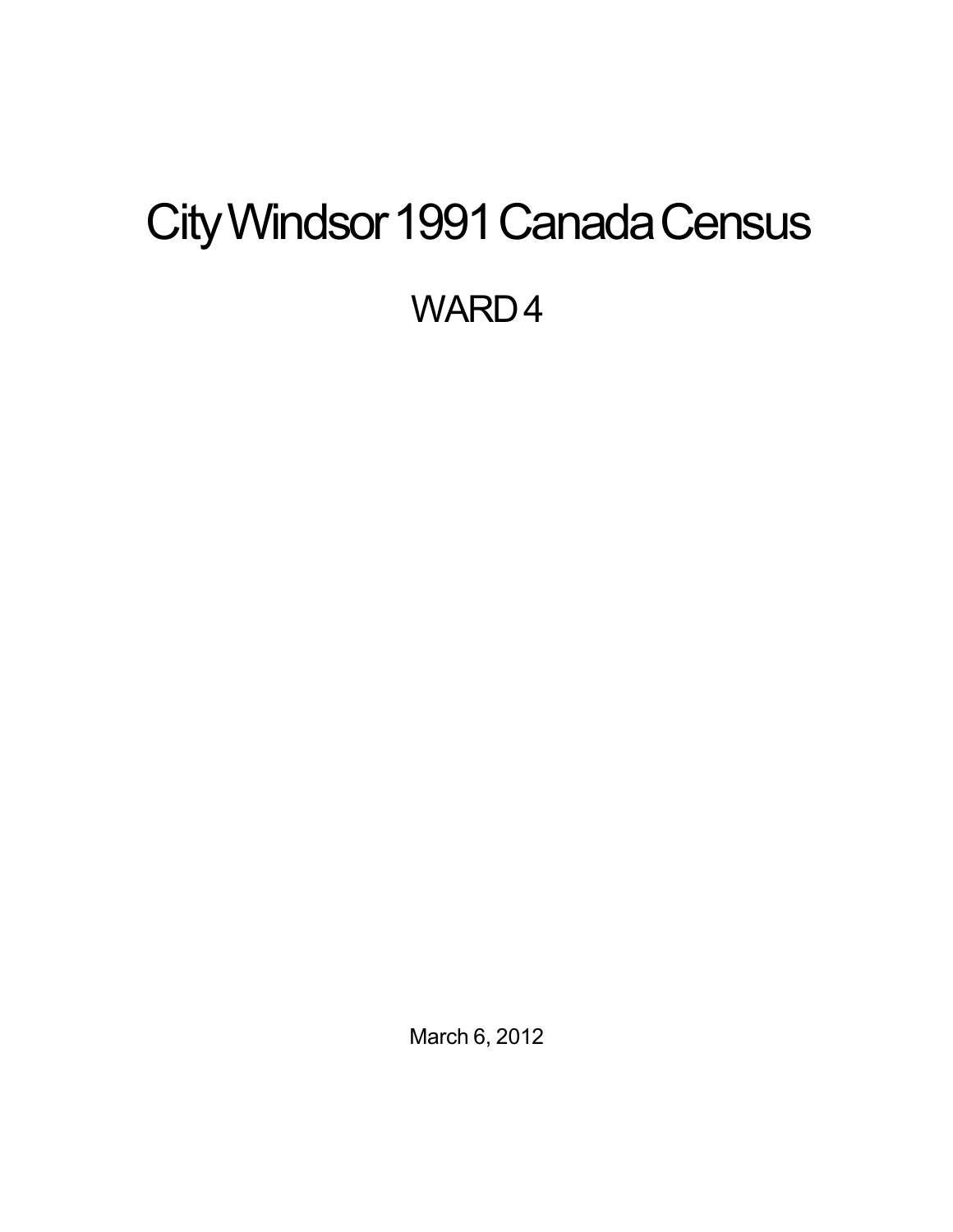# City Windsor 1991 Canada Census

## WARD 4

March 6, 2012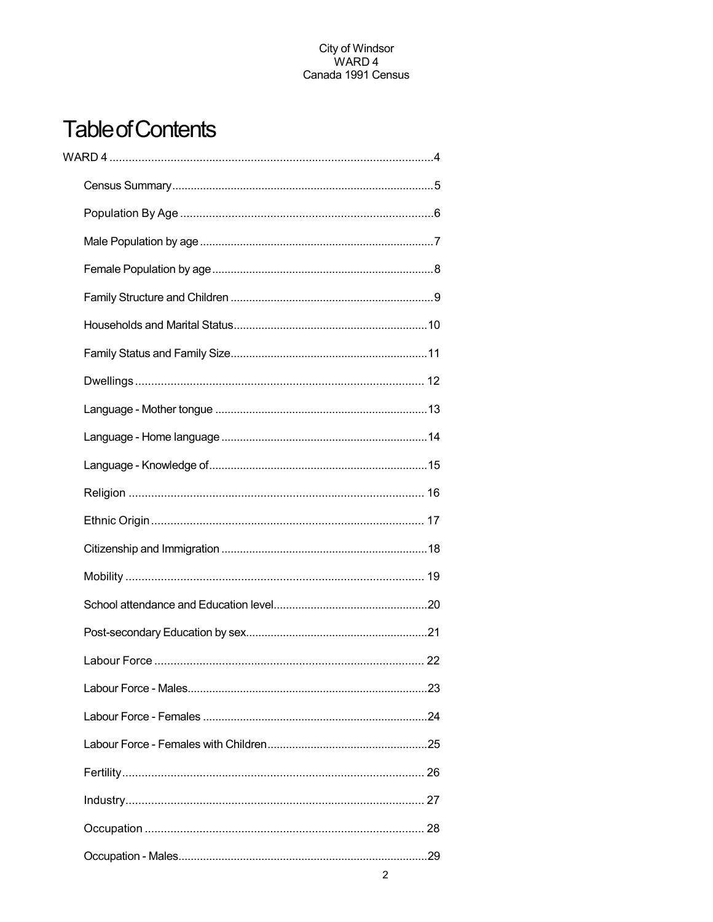# Table of Contents

WARD 4 ....................................................................................................4

- Census Summary....................................................................................5
- Population By Age ...............................................................................6
- Male Population by age ..........................................................................7
- Female Population by age .......................................................................8
- Family Structure and Children .................................................................9
- Households and Marital Status..............................................................10
- Family Status and Family Size...............................................................11
- Dwellings .......................................................................................... 12
- Language - Mother tongue ....................................................................13
- Language - Home language ..................................................................14
- Language - Knowledge of......................................................................15
- Religion ............................................................................................ 16
- Ethnic Origin ..................................................................................... 17
- Citizenship and Immigration ..................................................................18
- Mobility ............................................................................................. 19
- School attendance and Education level.................................................20
- Post-secondary Education by sex..........................................................21
- Labour Force .................................................................................... 22
- Labour Force - Males............................................................................23
- Labour Force - Females ........................................................................24
- Labour Force - Females with Children...................................................25
- Fertility.............................................................................................. 26
- Industry............................................................................................. 27
- Occupation ....................................................................................... 28
- Occupation - Males...............................................................................29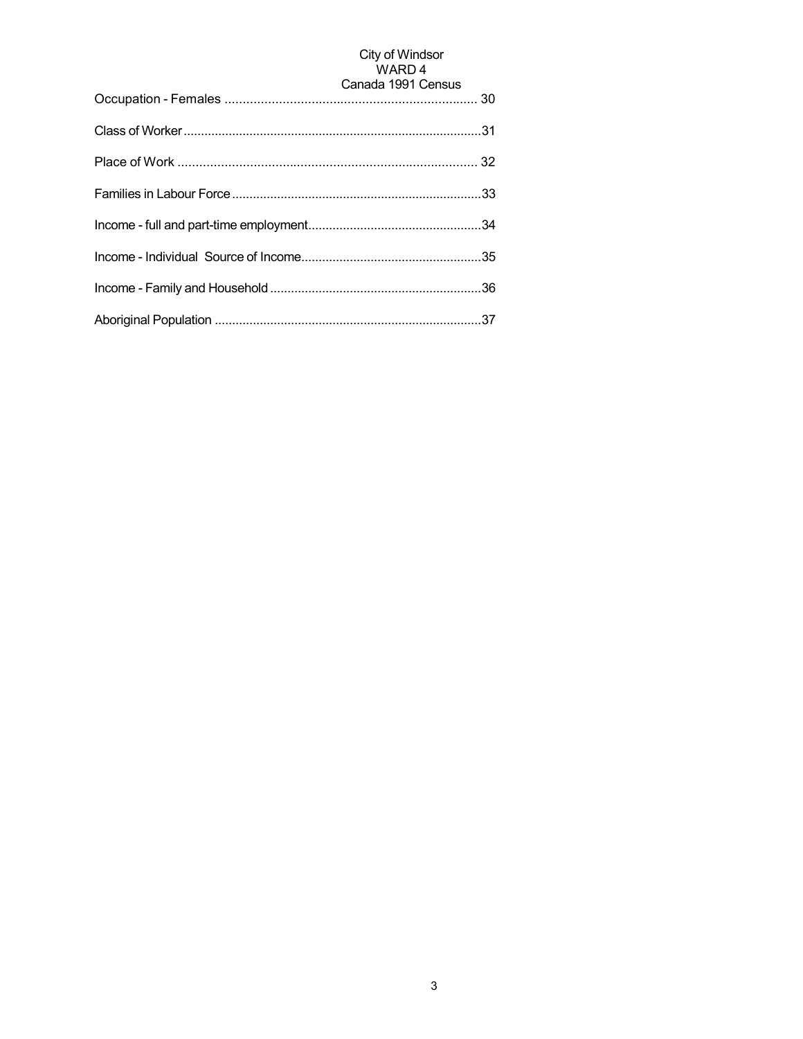Occupation - Females ...................................................................... 30

Class of Worker.....................................................................................31

Place of Work ................................................................................... 32

Families in Labour Force.......................................................................33

Income - full and part-time employment.................................................34

Income - Individual Source of Income...................................................35

Income - Family and Household ............................................................36

Aboriginal Population ............................................................................37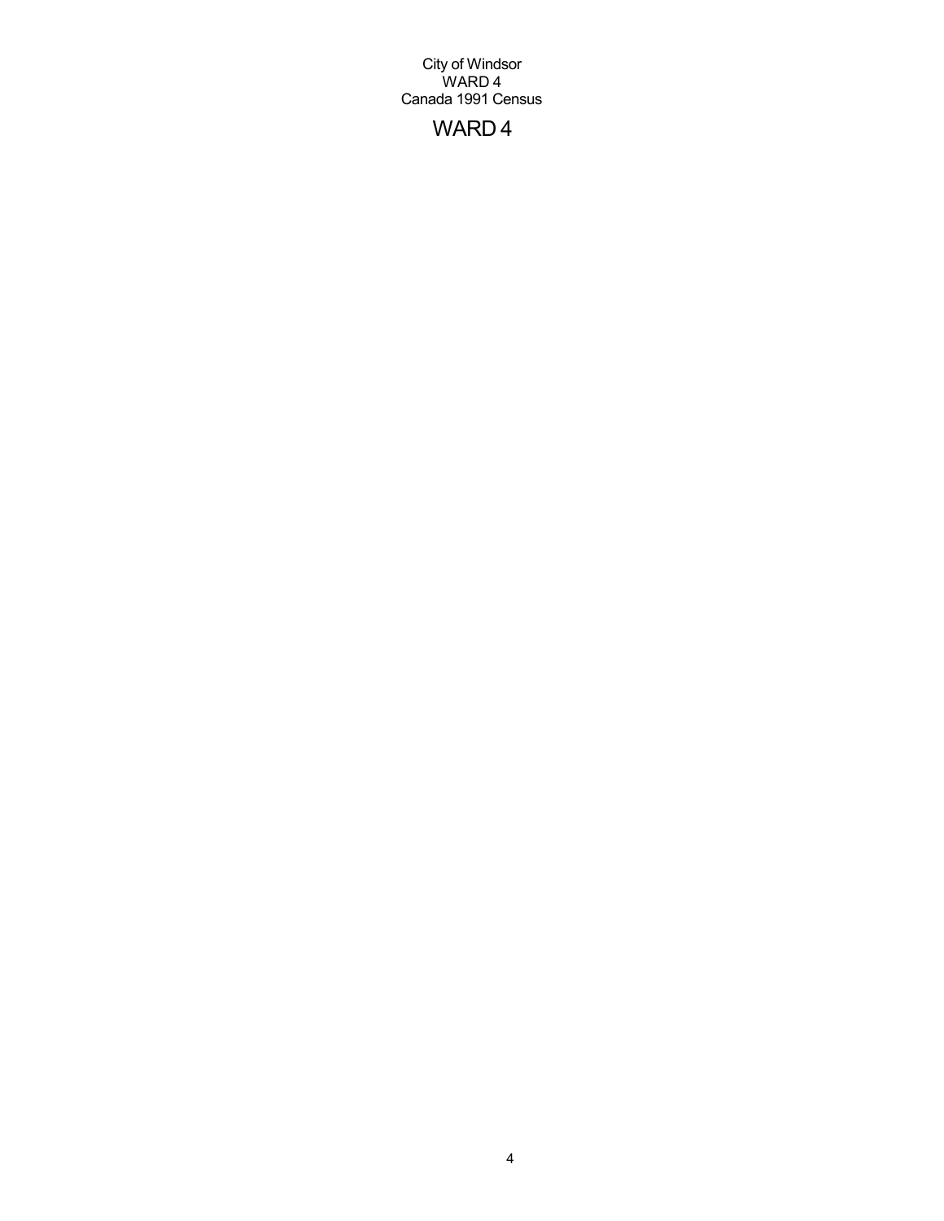City of Windsor
WARD 4
Canada 1991 Census

# WARD 4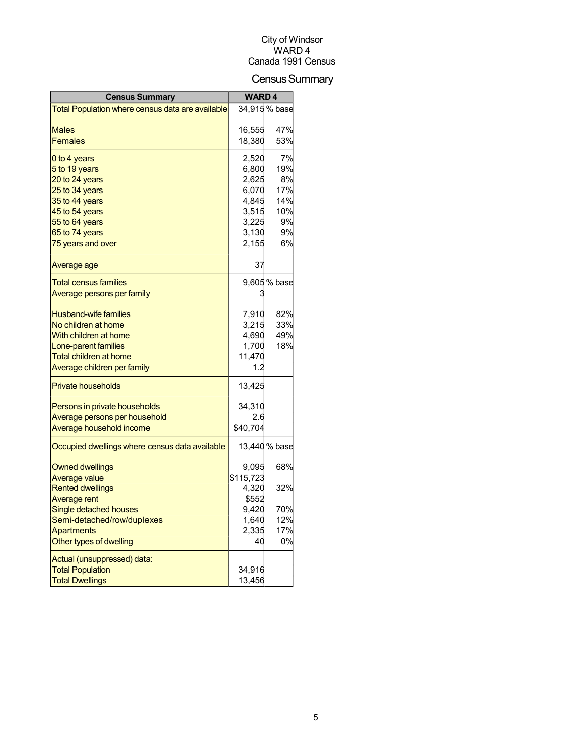City of Windsor
WARD 4
Canada 1991 Census

# Census Summary

| Census Summary | WARD 4 | |
|---|---|---|
| Total Population where census data are available | 34,915 | % base |
| Males | 16,555 | 47% |
| Females | 18,380 | 53% |
| 0 to 4 years | 2,520 | 7% |
| 5 to 19 years | 6,800 | 19% |
| 20 to 24 years | 2,625 | 8% |
| 25 to 34 years | 6,070 | 17% |
| 35 to 44 years | 4,845 | 14% |
| 45 to 54 years | 3,515 | 10% |
| 55 to 64 years | 3,225 | 9% |
| 65 to 74 years | 3,130 | 9% |
| 75 years and over | 2,155 | 6% |
| Average age | 37 | |
| Total census families | 9,605 | % base |
| Average persons per family | 3 | |
| Husband-wife families | 7,910 | 82% |
| No children at home | 3,215 | 33% |
| With children at home | 4,690 | 49% |
| Lone-parent families | 1,700 | 18% |
| Total children at home | 11,470 | |
| Average children per family | 1.2 | |
| Private households | 13,425 | |
| Persons in private households | 34,310 | |
| Average persons per household | 2.6 | |
| Average household income | $40,704 | |
| Occupied dwellings where census data available | 13,440 | % base |
| Owned dwellings | 9,095 | 68% |
| Average value | $115,723 | |
| Rented dwellings | 4,320 | 32% |
| Average rent | $552 | |
| Single detached houses | 9,420 | 70% |
| Semi-detached/row/duplexes | 1,640 | 12% |
| Apartments | 2,335 | 17% |
| Other types of dwelling | 40 | 0% |
| Actual (unsuppressed) data: | | |
| Total Population | 34,916 | |
| Total Dwellings | 13,456 | |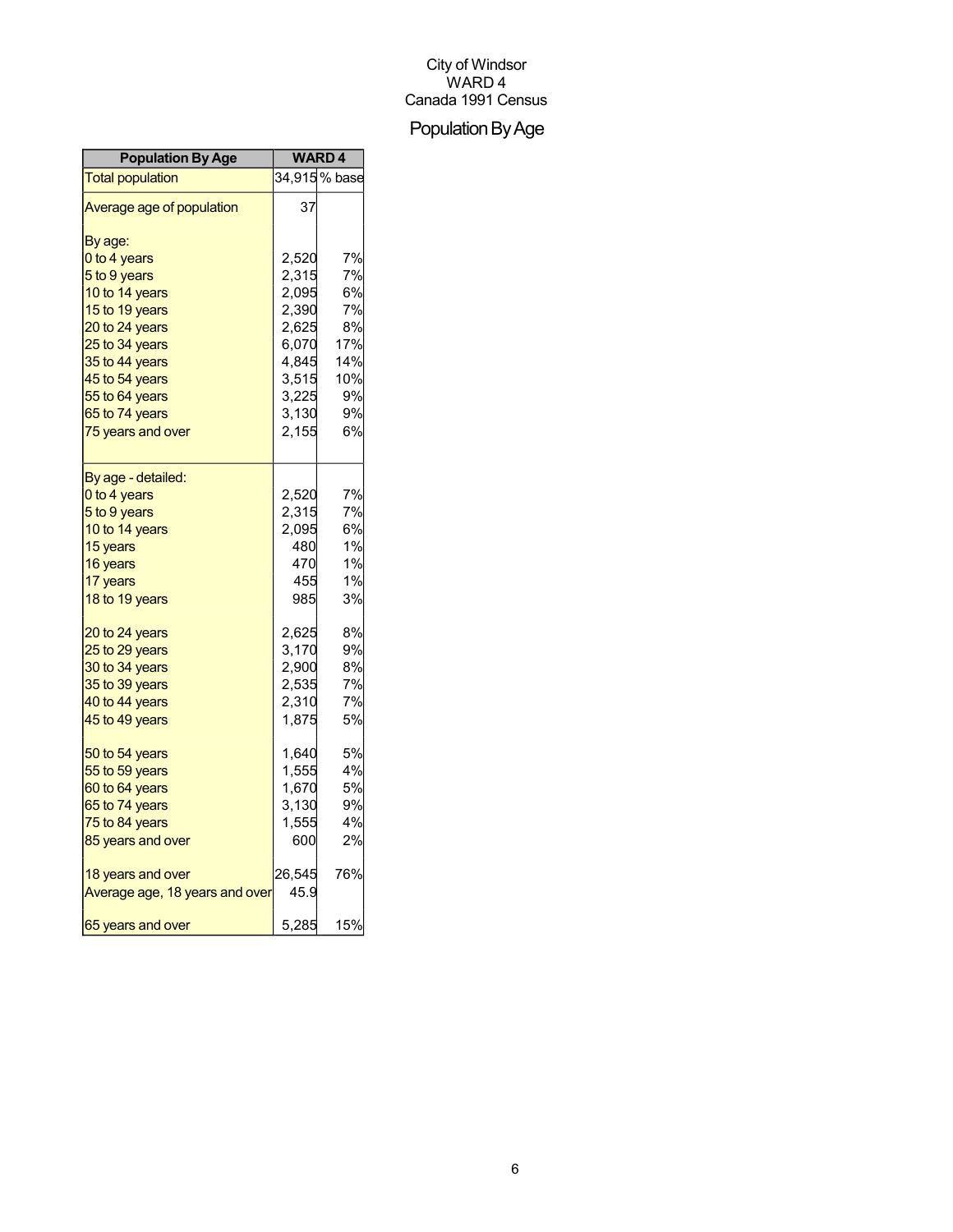City of Windsor
WARD 4
Canada 1991 Census

# Population By Age

| Population By Age | WARD 4 | |
|---|---|---|
| Total population | 34,915 | % base |
| Average age of population | 37 | |
| By age: | | |
| 0 to 4 years | 2,520 | 7% |
| 5 to 9 years | 2,315 | 7% |
| 10 to 14 years | 2,095 | 6% |
| 15 to 19 years | 2,390 | 7% |
| 20 to 24 years | 2,625 | 8% |
| 25 to 34 years | 6,070 | 17% |
| 35 to 44 years | 4,845 | 14% |
| 45 to 54 years | 3,515 | 10% |
| 55 to 64 years | 3,225 | 9% |
| 65 to 74 years | 3,130 | 9% |
| 75 years and over | 2,155 | 6% |
| By age - detailed: | | |
| 0 to 4 years | 2,520 | 7% |
| 5 to 9 years | 2,315 | 7% |
| 10 to 14 years | 2,095 | 6% |
| 15 years | 480 | 1% |
| 16 years | 470 | 1% |
| 17 years | 455 | 1% |
| 18 to 19 years | 985 | 3% |
| 20 to 24 years | 2,625 | 8% |
| 25 to 29 years | 3,170 | 9% |
| 30 to 34 years | 2,900 | 8% |
| 35 to 39 years | 2,535 | 7% |
| 40 to 44 years | 2,310 | 7% |
| 45 to 49 years | 1,875 | 5% |
| 50 to 54 years | 1,640 | 5% |
| 55 to 59 years | 1,555 | 4% |
| 60 to 64 years | 1,670 | 5% |
| 65 to 74 years | 3,130 | 9% |
| 75 to 84 years | 1,555 | 4% |
| 85 years and over | 600 | 2% |
| 18 years and over | 26,545 | 76% |
| Average age, 18 years and over | 45.9 | |
| 65 years and over | 5,285 | 15% |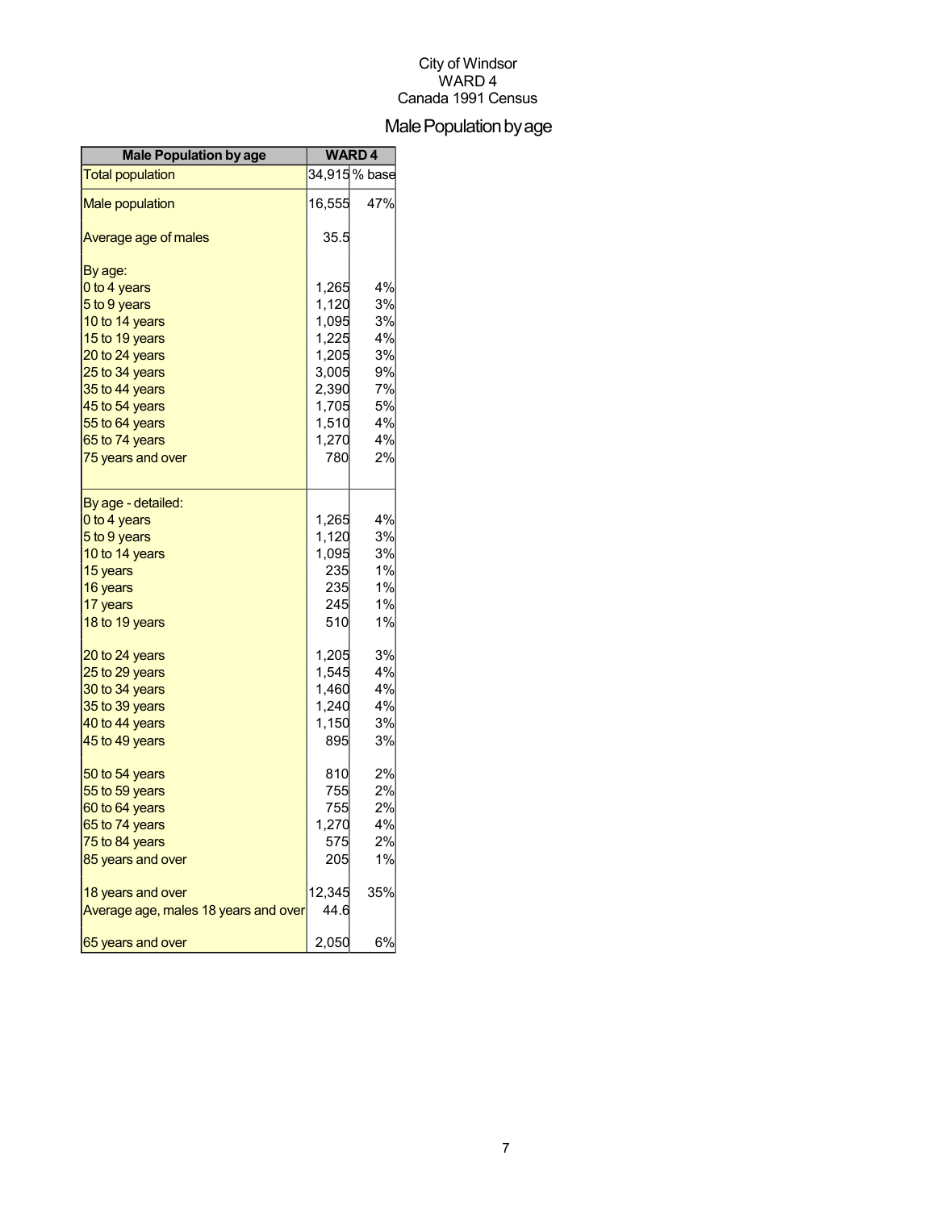City of Windsor
WARD 4
Canada 1991 Census

# Male Population by age

| Male Population by age | WARD 4 | |
|---|---|---|
| Total population | 34,915 | % base |
| Male population | 16,555 | 47% |
| Average age of males | 35.5 | |
| By age: | | |
| 0 to 4 years | 1,265 | 4% |
| 5 to 9 years | 1,120 | 3% |
| 10 to 14 years | 1,095 | 3% |
| 15 to 19 years | 1,225 | 4% |
| 20 to 24 years | 1,205 | 3% |
| 25 to 34 years | 3,005 | 9% |
| 35 to 44 years | 2,390 | 7% |
| 45 to 54 years | 1,705 | 5% |
| 55 to 64 years | 1,510 | 4% |
| 65 to 74 years | 1,270 | 4% |
| 75 years and over | 780 | 2% |
| By age - detailed: | | |
| 0 to 4 years | 1,265 | 4% |
| 5 to 9 years | 1,120 | 3% |
| 10 to 14 years | 1,095 | 3% |
| 15 years | 235 | 1% |
| 16 years | 235 | 1% |
| 17 years | 245 | 1% |
| 18 to 19 years | 510 | 1% |
| 20 to 24 years | 1,205 | 3% |
| 25 to 29 years | 1,545 | 4% |
| 30 to 34 years | 1,460 | 4% |
| 35 to 39 years | 1,240 | 4% |
| 40 to 44 years | 1,150 | 3% |
| 45 to 49 years | 895 | 3% |
| 50 to 54 years | 810 | 2% |
| 55 to 59 years | 755 | 2% |
| 60 to 64 years | 755 | 2% |
| 65 to 74 years | 1,270 | 4% |
| 75 to 84 years | 575 | 2% |
| 85 years and over | 205 | 1% |
| 18 years and over | 12,345 | 35% |
| Average age, males 18 years and over | 44.6 | |
| 65 years and over | 2,050 | 6% |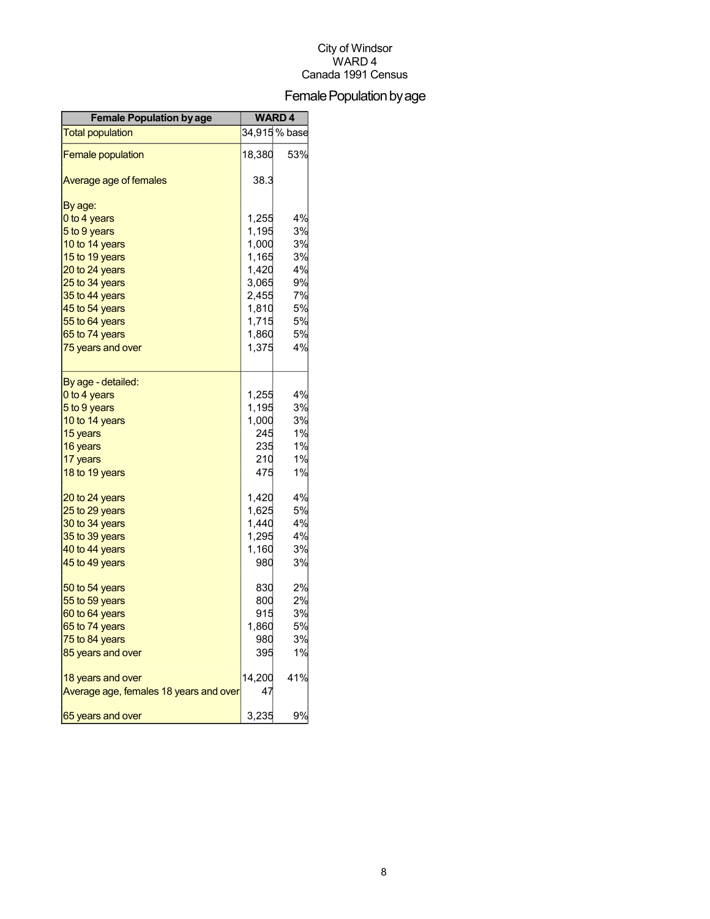City of Windsor
WARD 4
Canada 1991 Census

# Female Population by age

| Female Population by age | WARD 4 | |
|---|---|---|
| Total population | 34,915 | % base |
| Female population | 18,380 | 53% |
| Average age of females | 38.3 | |
| By age: | | |
| 0 to 4 years | 1,255 | 4% |
| 5 to 9 years | 1,195 | 3% |
| 10 to 14 years | 1,000 | 3% |
| 15 to 19 years | 1,165 | 3% |
| 20 to 24 years | 1,420 | 4% |
| 25 to 34 years | 3,065 | 9% |
| 35 to 44 years | 2,455 | 7% |
| 45 to 54 years | 1,810 | 5% |
| 55 to 64 years | 1,715 | 5% |
| 65 to 74 years | 1,860 | 5% |
| 75 years and over | 1,375 | 4% |
| By age - detailed: | | |
| 0 to 4 years | 1,255 | 4% |
| 5 to 9 years | 1,195 | 3% |
| 10 to 14 years | 1,000 | 3% |
| 15 years | 245 | 1% |
| 16 years | 235 | 1% |
| 17 years | 210 | 1% |
| 18 to 19 years | 475 | 1% |
| 20 to 24 years | 1,420 | 4% |
| 25 to 29 years | 1,625 | 5% |
| 30 to 34 years | 1,440 | 4% |
| 35 to 39 years | 1,295 | 4% |
| 40 to 44 years | 1,160 | 3% |
| 45 to 49 years | 980 | 3% |
| 50 to 54 years | 830 | 2% |
| 55 to 59 years | 800 | 2% |
| 60 to 64 years | 915 | 3% |
| 65 to 74 years | 1,860 | 5% |
| 75 to 84 years | 980 | 3% |
| 85 years and over | 395 | 1% |
| 18 years and over | 14,200 | 41% |
| Average age, females 18 years and over | 47 | |
| 65 years and over | 3,235 | 9% |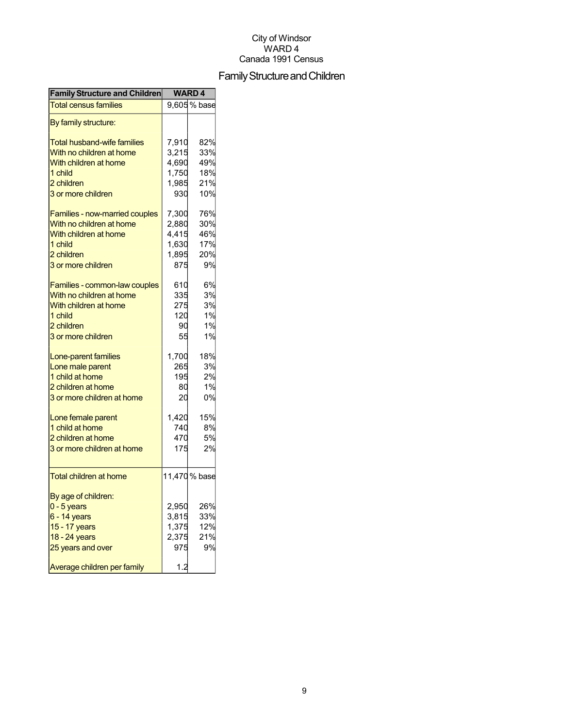City of Windsor
WARD 4
Canada 1991 Census

# Family Structure and Children

| Family Structure and Children | WARD 4 | |
|---|---|---|
| Total census families | 9,605 | % base |
| By family structure: | | |
| Total husband-wife families | 7,910 | 82% |
| With no children at home | 3,215 | 33% |
| With children at home | 4,690 | 49% |
| 1 child | 1,750 | 18% |
| 2 children | 1,985 | 21% |
| 3 or more children | 930 | 10% |
| Families - now-married couples | 7,300 | 76% |
| With no children at home | 2,880 | 30% |
| With children at home | 4,415 | 46% |
| 1 child | 1,630 | 17% |
| 2 children | 1,895 | 20% |
| 3 or more children | 875 | 9% |
| Families - common-law couples | 610 | 6% |
| With no children at home | 335 | 3% |
| With children at home | 275 | 3% |
| 1 child | 120 | 1% |
| 2 children | 90 | 1% |
| 3 or more children | 55 | 1% |
| Lone-parent families | 1,700 | 18% |
| Lone male parent | 265 | 3% |
| 1 child at home | 195 | 2% |
| 2 children at home | 80 | 1% |
| 3 or more children at home | 20 | 0% |
| Lone female parent | 1,420 | 15% |
| 1 child at home | 740 | 8% |
| 2 children at home | 470 | 5% |
| 3 or more children at home | 175 | 2% |
| Total children at home | 11,470 | % base |
| By age of children: | | |
| 0 - 5 years | 2,950 | 26% |
| 6 - 14 years | 3,815 | 33% |
| 15 - 17 years | 1,375 | 12% |
| 18 - 24 years | 2,375 | 21% |
| 25 years and over | 975 | 9% |
| Average children per family | 1.2 | |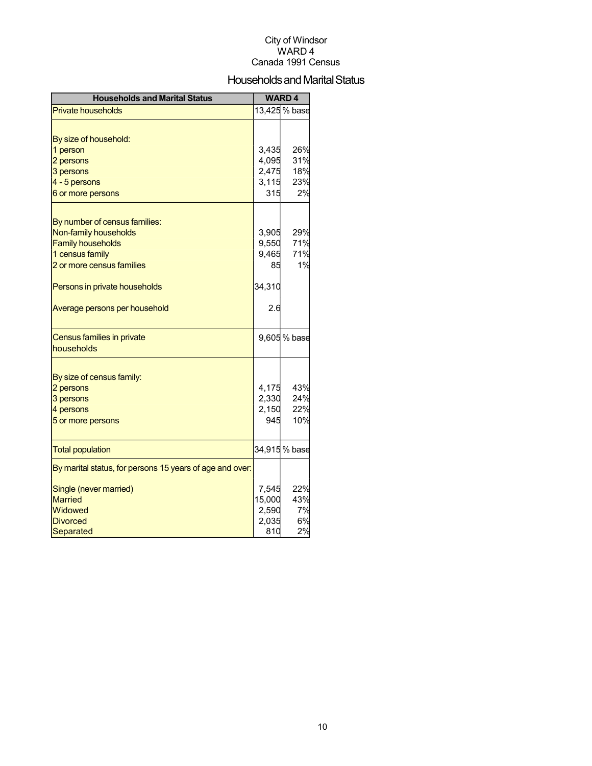City of Windsor
WARD 4
Canada 1991 Census

# Households and Marital Status

| Households and Marital Status | WARD 4 | |
|---|---|---|
| Private households | 13,425 | % base |
| | | |
| By size of household: | | |
| 1 person | 3,435 | 26% |
| 2 persons | 4,095 | 31% |
| 3 persons | 2,475 | 18% |
| 4 - 5 persons | 3,115 | 23% |
| 6 or more persons | 315 | 2% |
| | | |
| By number of census families: | | |
| Non-family households | 3,905 | 29% |
| Family households | 9,550 | 71% |
| 1 census family | 9,465 | 71% |
| 2 or more census families | 85 | 1% |
| | | |
| Persons in private households | 34,310 | |
| | | |
| Average persons per household | 2.6 | |
| | | |
| Census families in private households | 9,605 | % base |
| | | |
| By size of census family: | | |
| 2 persons | 4,175 | 43% |
| 3 persons | 2,330 | 24% |
| 4 persons | 2,150 | 22% |
| 5 or more persons | 945 | 10% |
| | | |
| Total population | 34,915 | % base |
| By marital status, for persons 15 years of age and over: | | |
| Single (never married) | 7,545 | 22% |
| Married | 15,000 | 43% |
| Widowed | 2,590 | 7% |
| Divorced | 2,035 | 6% |
| Separated | 810 | 2% |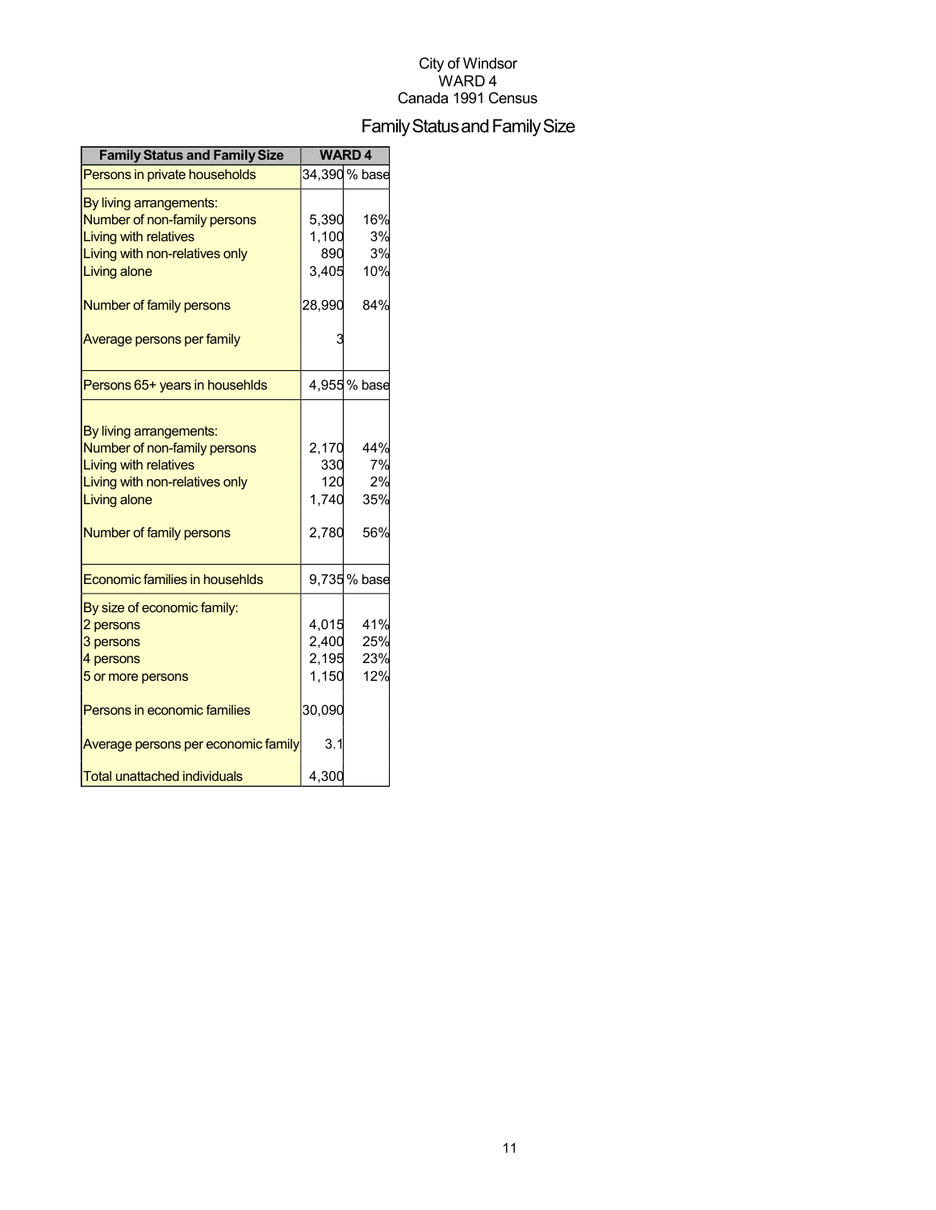City of Windsor
WARD 4
Canada 1991 Census

# Family Status and Family Size

| Family Status and Family Size | WARD 4 | |
|---|---|---|
| Persons in private households | 34,390 | % base |
| By living arrangements: | | |
| Number of non-family persons | 5,390 | 16% |
| Living with relatives | 1,100 | 3% |
| Living with non-relatives only | 890 | 3% |
| Living alone | 3,405 | 10% |
| Number of family persons | 28,990 | 84% |
| Average persons per family | 3 | |
| Persons 65+ years in househlds | 4,955 | % base |
| By living arrangements: | | |
| Number of non-family persons | 2,170 | 44% |
| Living with relatives | 330 | 7% |
| Living with non-relatives only | 120 | 2% |
| Living alone | 1,740 | 35% |
| Number of family persons | 2,780 | 56% |
| Economic families in househlds | 9,735 | % base |
| By size of economic family: | | |
| 2 persons | 4,015 | 41% |
| 3 persons | 2,400 | 25% |
| 4 persons | 2,195 | 23% |
| 5 or more persons | 1,150 | 12% |
| Persons in economic families | 30,090 | |
| Average persons per economic family | 3.1 | |
| Total unattached individuals | 4,300 | |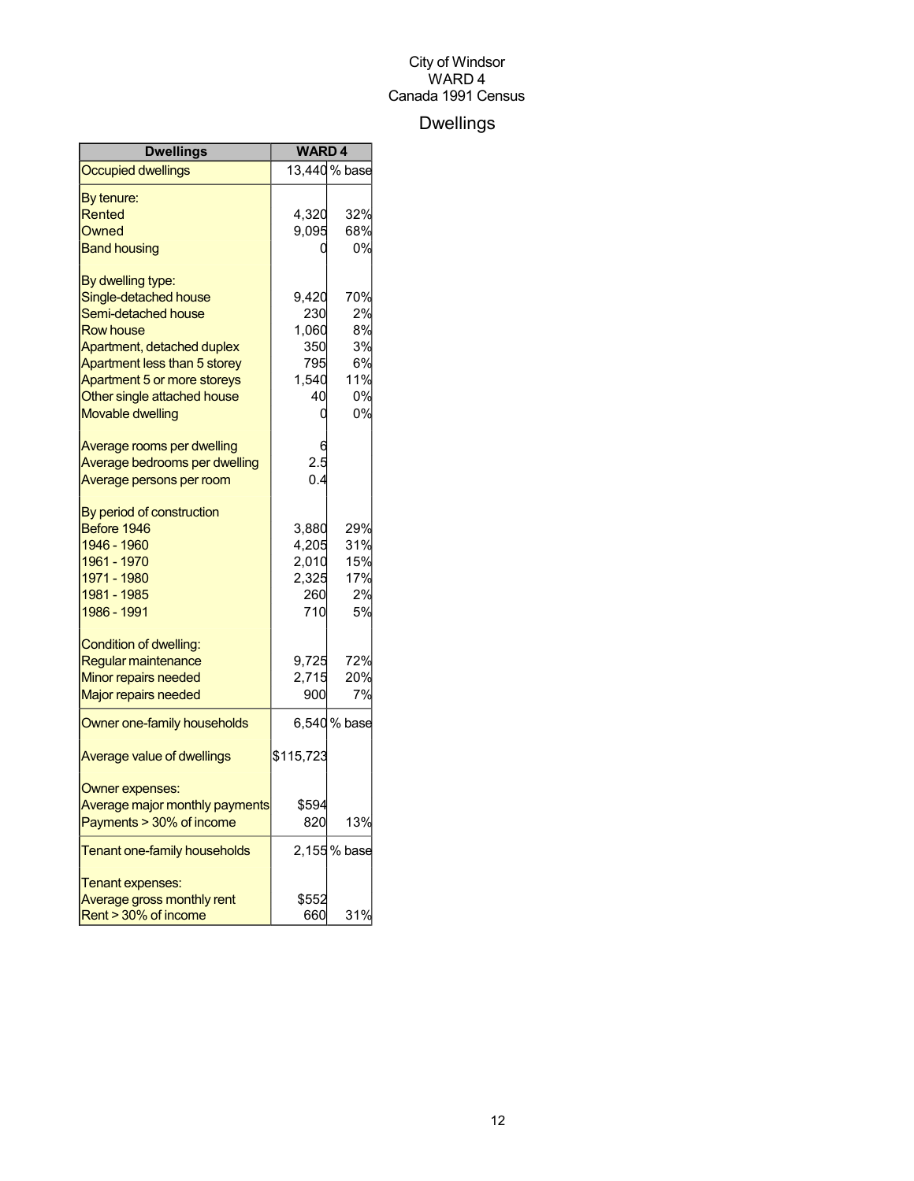City of Windsor
WARD 4
Canada 1991 Census

# Dwellings

| Dwellings | WARD 4 | |
|---|---|---|
| Occupied dwellings | 13,440 | % base |
| By tenure: | | |
| Rented | 4,320 | 32% |
| Owned | 9,095 | 68% |
| Band housing | 0 | 0% |
| By dwelling type: | | |
| Single-detached house | 9,420 | 70% |
| Semi-detached house | 230 | 2% |
| Row house | 1,060 | 8% |
| Apartment, detached duplex | 350 | 3% |
| Apartment less than 5 storey | 795 | 6% |
| Apartment 5 or more storeys | 1,540 | 11% |
| Other single attached house | 40 | 0% |
| Movable dwelling | 0 | 0% |
| Average rooms per dwelling | 6 | |
| Average bedrooms per dwelling | 2.5 | |
| Average persons per room | 0.4 | |
| By period of construction | | |
| Before 1946 | 3,880 | 29% |
| 1946 - 1960 | 4,205 | 31% |
| 1961 - 1970 | 2,010 | 15% |
| 1971 - 1980 | 2,325 | 17% |
| 1981 - 1985 | 260 | 2% |
| 1986 - 1991 | 710 | 5% |
| Condition of dwelling: | | |
| Regular maintenance | 9,725 | 72% |
| Minor repairs needed | 2,715 | 20% |
| Major repairs needed | 900 | 7% |
| Owner one-family households | 6,540 | % base |
| Average value of dwellings | $115,723 | |
| Owner expenses: | | |
| Average major monthly payments | $594 | |
| Payments > 30% of income | 820 | 13% |
| Tenant one-family households | 2,155 | % base |
| Tenant expenses: | | |
| Average gross monthly rent | $552 | |
| Rent > 30% of income | 660 | 31% |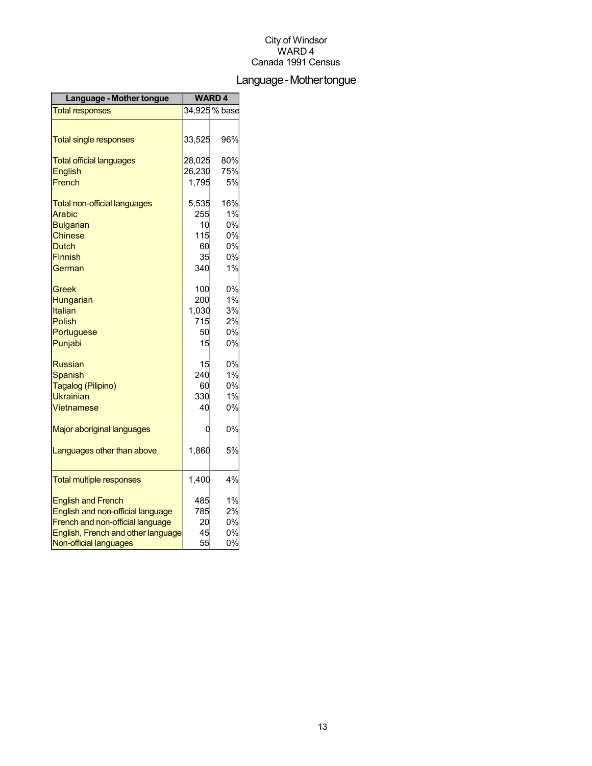City of Windsor
WARD 4
Canada 1991 Census

# Language - Mother tongue

| Language - Mother tongue | WARD 4 | |
|---|---|---|
| Total responses | 34,925 | % base |
| | | |
| Total single responses | 33,525 | 96% |
| | | |
| Total official languages | 28,025 | 80% |
| English | 26,230 | 75% |
| French | 1,795 | 5% |
| | | |
| Total non-official languages | 5,535 | 16% |
| Arabic | 255 | 1% |
| Bulgarian | 10 | 0% |
| Chinese | 115 | 0% |
| Dutch | 60 | 0% |
| Finnish | 35 | 0% |
| German | 340 | 1% |
| | | |
| Greek | 100 | 0% |
| Hungarian | 200 | 1% |
| Italian | 1,030 | 3% |
| Polish | 715 | 2% |
| Portuguese | 50 | 0% |
| Punjabi | 15 | 0% |
| | | |
| Russian | 15 | 0% |
| Spanish | 240 | 1% |
| Tagalog (Pilipino) | 60 | 0% |
| Ukrainian | 330 | 1% |
| Vietnamese | 40 | 0% |
| | | |
| Major aboriginal languages | 0 | 0% |
| | | |
| Languages other than above | 1,860 | 5% |
| | | |
| Total multiple responses | 1,400 | 4% |
| | | |
| English and French | 485 | 1% |
| English and non-official language | 785 | 2% |
| French and non-official language | 20 | 0% |
| English, French and other language | 45 | 0% |
| Non-official languages | 55 | 0% |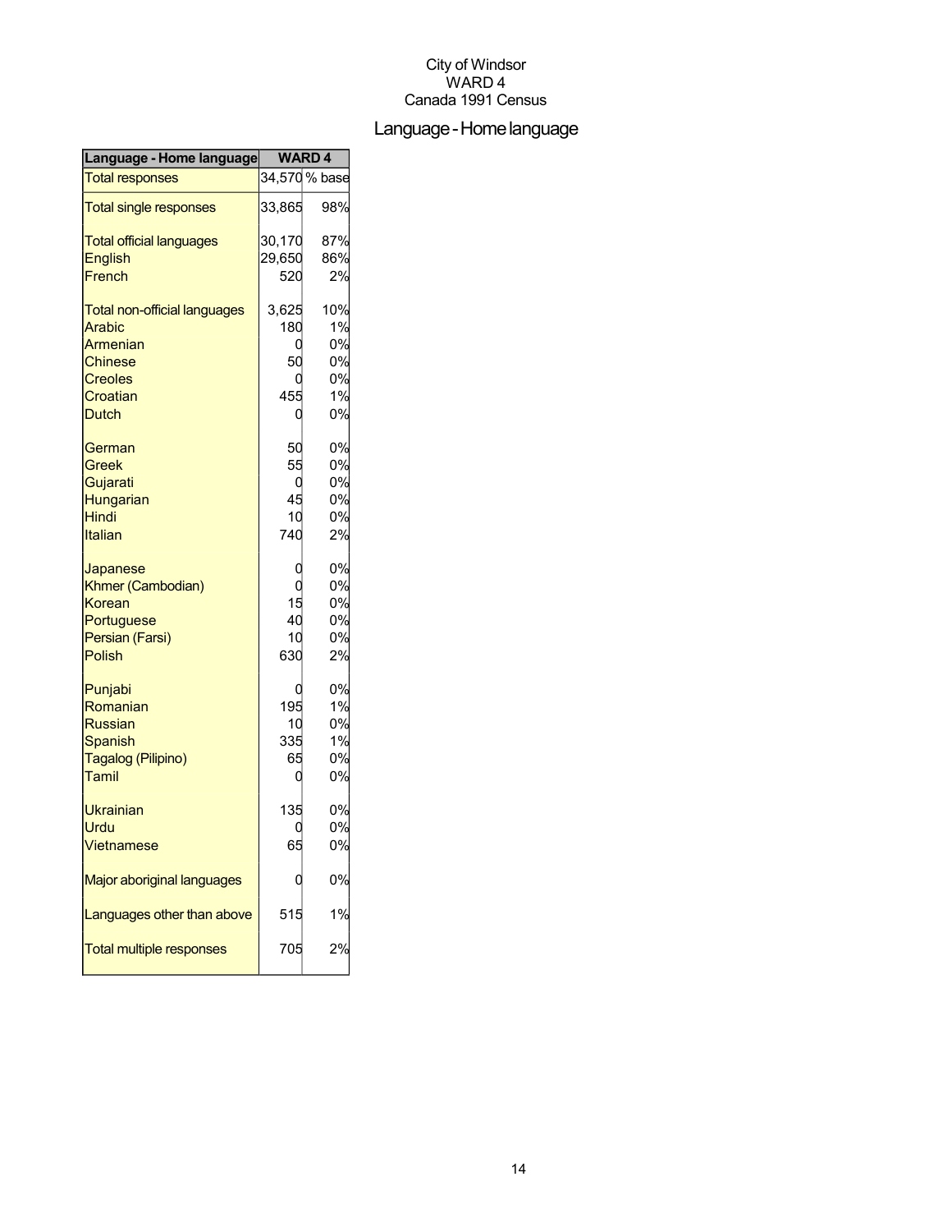City of Windsor
WARD 4
Canada 1991 Census

# Language - Home language

| Language - Home language | WARD 4 | |
|---|---|---|
| Total responses | 34,570 | % base |
| Total single responses | 33,865 | 98% |
| Total official languages | 30,170 | 87% |
| English | 29,650 | 86% |
| French | 520 | 2% |
| Total non-official languages | 3,625 | 10% |
| Arabic | 180 | 1% |
| Armenian | 0 | 0% |
| Chinese | 50 | 0% |
| Creoles | 0 | 0% |
| Croatian | 455 | 1% |
| Dutch | 0 | 0% |
| German | 50 | 0% |
| Greek | 55 | 0% |
| Gujarati | 0 | 0% |
| Hungarian | 45 | 0% |
| Hindi | 10 | 0% |
| Italian | 740 | 2% |
| Japanese | 0 | 0% |
| Khmer (Cambodian) | 0 | 0% |
| Korean | 15 | 0% |
| Portuguese | 40 | 0% |
| Persian (Farsi) | 10 | 0% |
| Polish | 630 | 2% |
| Punjabi | 0 | 0% |
| Romanian | 195 | 1% |
| Russian | 10 | 0% |
| Spanish | 335 | 1% |
| Tagalog (Pilipino) | 65 | 0% |
| Tamil | 0 | 0% |
| Ukrainian | 135 | 0% |
| Urdu | 0 | 0% |
| Vietnamese | 65 | 0% |
| Major aboriginal languages | 0 | 0% |
| Languages other than above | 515 | 1% |
| Total multiple responses | 705 | 2% |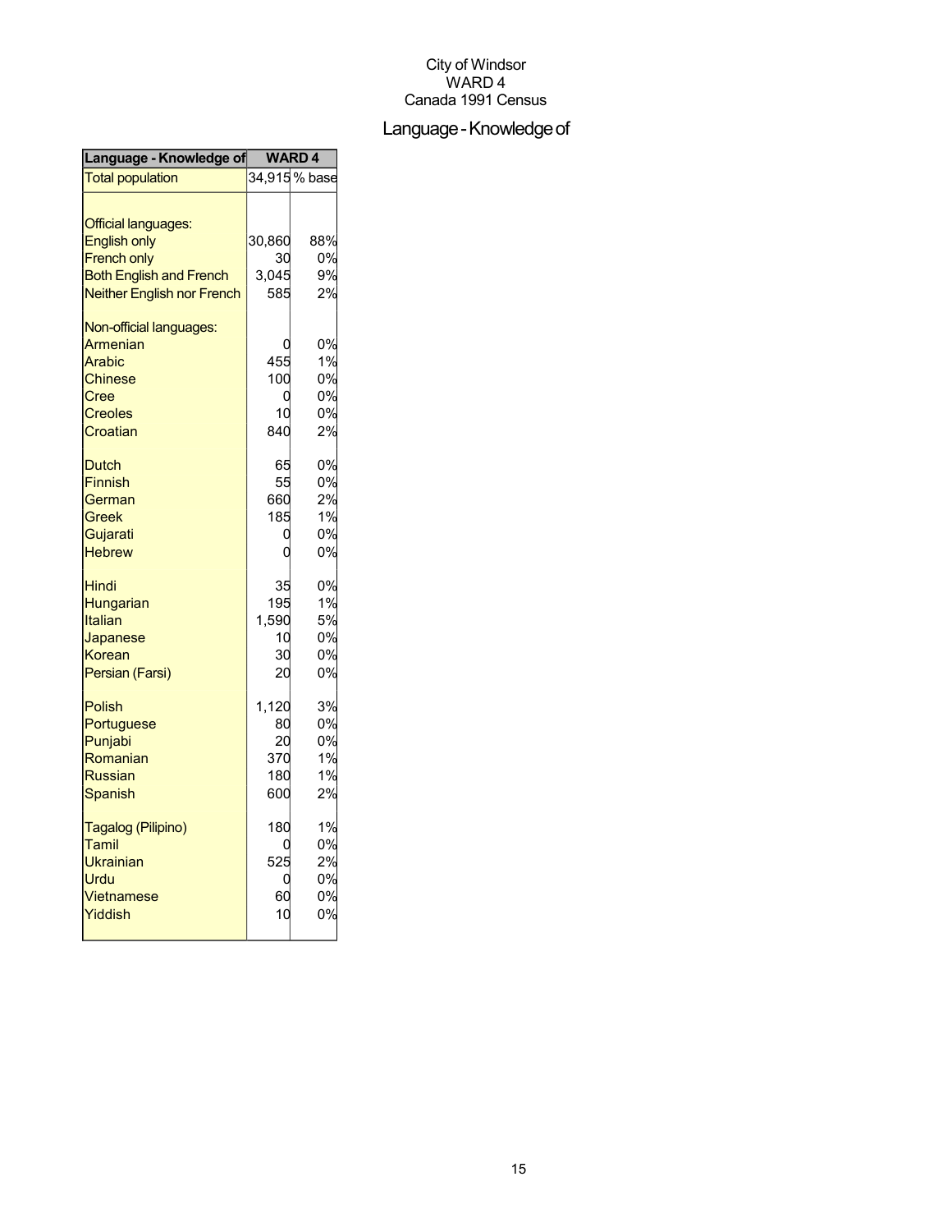City of Windsor
WARD 4
Canada 1991 Census

# Language - Knowledge of

| Language - Knowledge of | WARD 4 | |
|---|---|---|
| Total population | 34,915 | % base |
| | | |
| Official languages: | | |
| English only | 30,860 | 88% |
| French only | 30 | 0% |
| Both English and French | 3,045 | 9% |
| Neither English nor French | 585 | 2% |
| | | |
| Non-official languages: | | |
| Armenian | 0 | 0% |
| Arabic | 455 | 1% |
| Chinese | 100 | 0% |
| Cree | 0 | 0% |
| Creoles | 10 | 0% |
| Croatian | 840 | 2% |
| | | |
| Dutch | 65 | 0% |
| Finnish | 55 | 0% |
| German | 660 | 2% |
| Greek | 185 | 1% |
| Gujarati | 0 | 0% |
| Hebrew | 0 | 0% |
| | | |
| Hindi | 35 | 0% |
| Hungarian | 195 | 1% |
| Italian | 1,590 | 5% |
| Japanese | 10 | 0% |
| Korean | 30 | 0% |
| Persian (Farsi) | 20 | 0% |
| | | |
| Polish | 1,120 | 3% |
| Portuguese | 80 | 0% |
| Punjabi | 20 | 0% |
| Romanian | 370 | 1% |
| Russian | 180 | 1% |
| Spanish | 600 | 2% |
| | | |
| Tagalog (Pilipino) | 180 | 1% |
| Tamil | 0 | 0% |
| Ukrainian | 525 | 2% |
| Urdu | 0 | 0% |
| Vietnamese | 60 | 0% |
| Yiddish | 10 | 0% |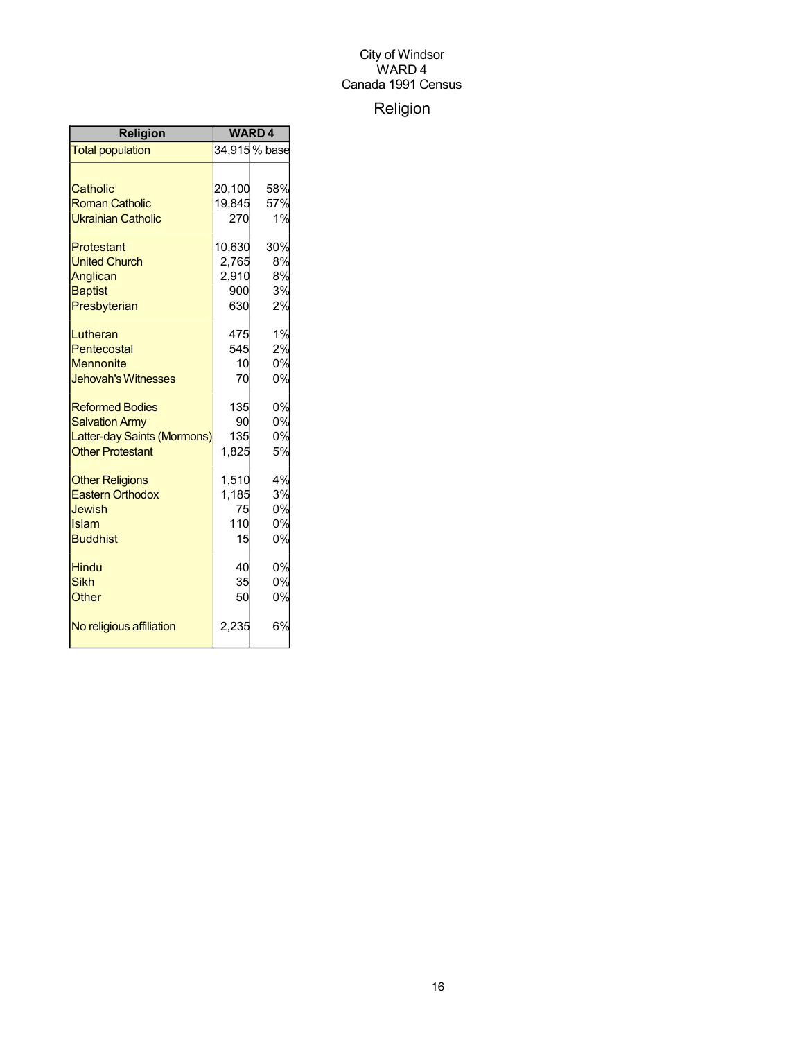City of Windsor
WARD 4
Canada 1991 Census

# Religion

| Religion | WARD 4 | |
|---|---|---|
| Total population | 34,915 | % base |
| | | |
| Catholic | 20,100 | 58% |
| Roman Catholic | 19,845 | 57% |
| Ukrainian Catholic | 270 | 1% |
| | | |
| Protestant | 10,630 | 30% |
| United Church | 2,765 | 8% |
| Anglican | 2,910 | 8% |
| Baptist | 900 | 3% |
| Presbyterian | 630 | 2% |
| | | |
| Lutheran | 475 | 1% |
| Pentecostal | 545 | 2% |
| Mennonite | 10 | 0% |
| Jehovah's Witnesses | 70 | 0% |
| | | |
| Reformed Bodies | 135 | 0% |
| Salvation Army | 90 | 0% |
| Latter-day Saints (Mormons) | 135 | 0% |
| Other Protestant | 1,825 | 5% |
| | | |
| Other Religions | 1,510 | 4% |
| Eastern Orthodox | 1,185 | 3% |
| Jewish | 75 | 0% |
| Islam | 110 | 0% |
| Buddhist | 15 | 0% |
| | | |
| Hindu | 40 | 0% |
| Sikh | 35 | 0% |
| Other | 50 | 0% |
| | | |
| No religious affiliation | 2,235 | 6% |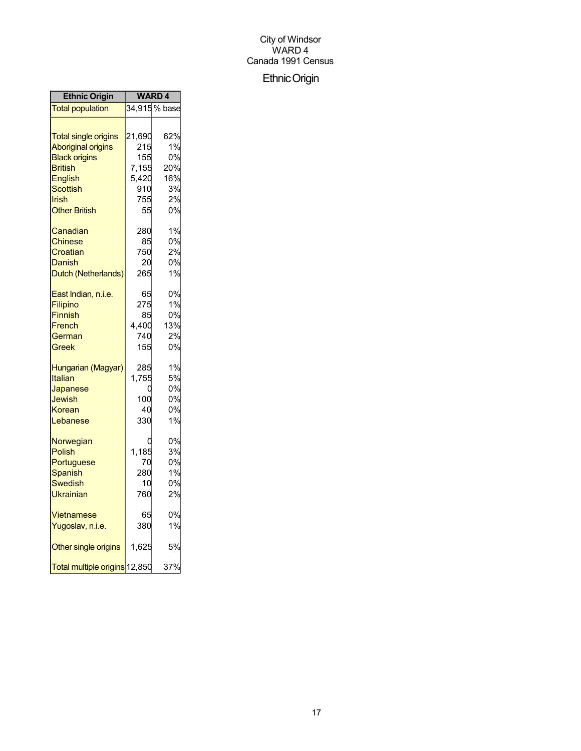City of Windsor
WARD 4
Canada 1991 Census

# Ethnic Origin

| Ethnic Origin | WARD 4 | |
|---|---|---|
| Total population | 34,915 | % base |
| | | |
| Total single origins | 21,690 | 62% |
| Aboriginal origins | 215 | 1% |
| Black origins | 155 | 0% |
| British | 7,155 | 20% |
| English | 5,420 | 16% |
| Scottish | 910 | 3% |
| Irish | 755 | 2% |
| Other British | 55 | 0% |
| | | |
| Canadian | 280 | 1% |
| Chinese | 85 | 0% |
| Croatian | 750 | 2% |
| Danish | 20 | 0% |
| Dutch (Netherlands) | 265 | 1% |
| | | |
| East Indian, n.i.e. | 65 | 0% |
| Filipino | 275 | 1% |
| Finnish | 85 | 0% |
| French | 4,400 | 13% |
| German | 740 | 2% |
| Greek | 155 | 0% |
| | | |
| Hungarian (Magyar) | 285 | 1% |
| Italian | 1,755 | 5% |
| Japanese | 0 | 0% |
| Jewish | 100 | 0% |
| Korean | 40 | 0% |
| Lebanese | 330 | 1% |
| | | |
| Norwegian | 0 | 0% |
| Polish | 1,185 | 3% |
| Portuguese | 70 | 0% |
| Spanish | 280 | 1% |
| Swedish | 10 | 0% |
| Ukrainian | 760 | 2% |
| | | |
| Vietnamese | 65 | 0% |
| Yugoslav, n.i.e. | 380 | 1% |
| | | |
| Other single origins | 1,625 | 5% |
| | | |
| Total multiple origins | 12,850 | 37% |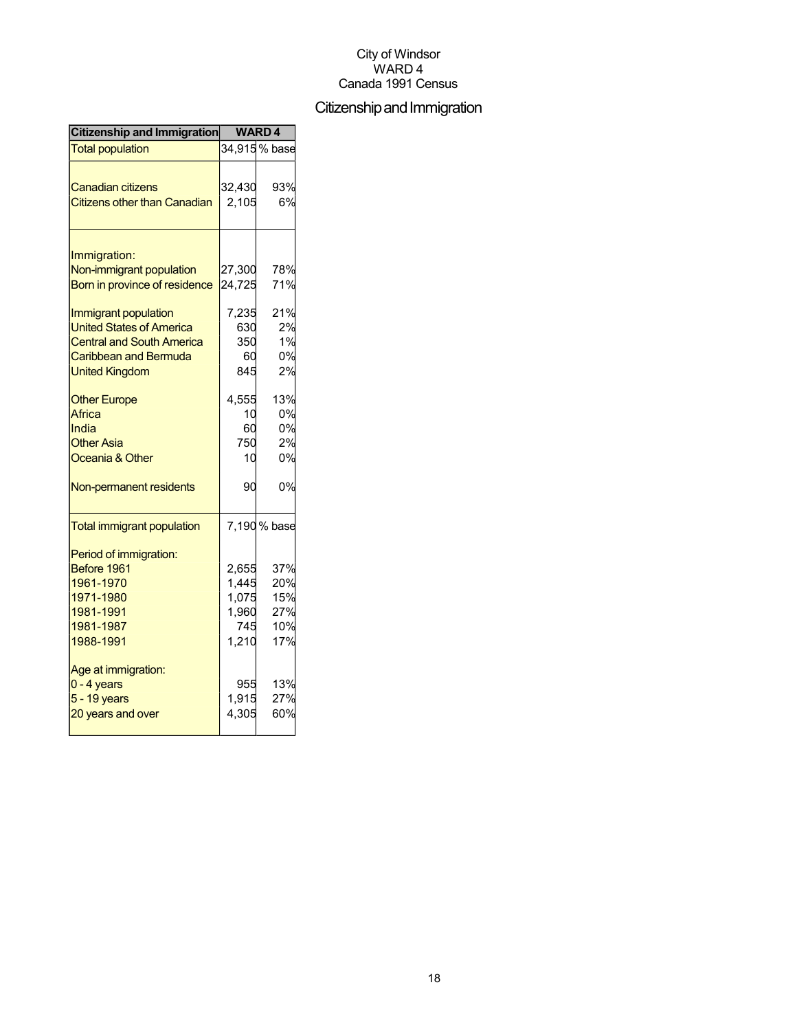City of Windsor
WARD 4
Canada 1991 Census

# Citizenship and Immigration

| Citizenship and Immigration | WARD 4 | |
|---|---|---|
| Total population | 34,915 | % base |
| Canadian citizens | 32,430 | 93% |
| Citizens other than Canadian | 2,105 | 6% |
| Immigration: | | |
| Non-immigrant population | 27,300 | 78% |
| Born in province of residence | 24,725 | 71% |
| Immigrant population | 7,235 | 21% |
| United States of America | 630 | 2% |
| Central and South America | 350 | 1% |
| Caribbean and Bermuda | 60 | 0% |
| United Kingdom | 845 | 2% |
| Other Europe | 4,555 | 13% |
| Africa | 10 | 0% |
| India | 60 | 0% |
| Other Asia | 750 | 2% |
| Oceania & Other | 10 | 0% |
| Non-permanent residents | 90 | 0% |
| Total immigrant population | 7,190 | % base |
| Period of immigration: | | |
| Before 1961 | 2,655 | 37% |
| 1961-1970 | 1,445 | 20% |
| 1971-1980 | 1,075 | 15% |
| 1981-1991 | 1,960 | 27% |
| 1981-1987 | 745 | 10% |
| 1988-1991 | 1,210 | 17% |
| Age at immigration: | | |
| 0 - 4 years | 955 | 13% |
| 5 - 19 years | 1,915 | 27% |
| 20 years and over | 4,305 | 60% |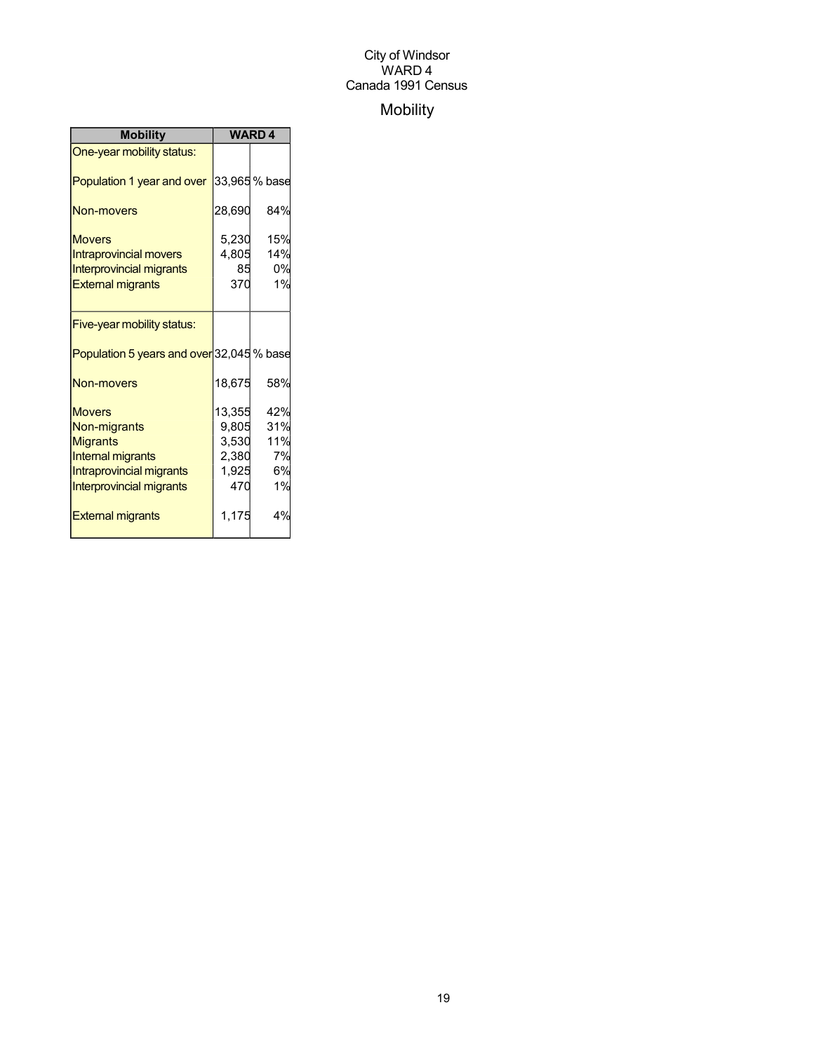City of Windsor
WARD 4
Canada 1991 Census

# Mobility

| Mobility | WARD 4 | |
|---|---|---|
| One-year mobility status: | | |
| Population 1 year and over | 33,965 | % base |
| Non-movers | 28,690 | 84% |
| Movers | 5,230 | 15% |
| Intraprovincial movers | 4,805 | 14% |
| Interprovincial migrants | 85 | 0% |
| External migrants | 370 | 1% |
| Five-year mobility status: | | |
| Population 5 years and over | 32,045 | % base |
| Non-movers | 18,675 | 58% |
| Movers | 13,355 | 42% |
| Non-migrants | 9,805 | 31% |
| Migrants | 3,530 | 11% |
| Internal migrants | 2,380 | 7% |
| Intraprovincial migrants | 1,925 | 6% |
| Interprovincial migrants | 470 | 1% |
| External migrants | 1,175 | 4% |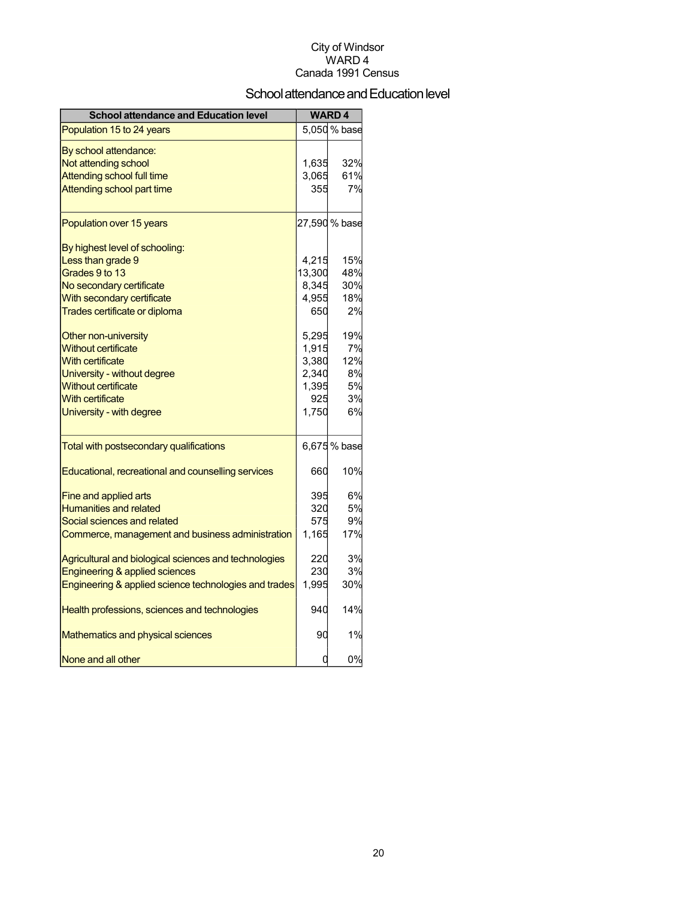City of Windsor
WARD 4
Canada 1991 Census

# School attendance and Education level

| School attendance and Education level | WARD 4 | |
|---|---|---|
| Population 15 to 24 years | 5,050 | % base |
| By school attendance: | | |
| Not attending school | 1,635 | 32% |
| Attending school full time | 3,065 | 61% |
| Attending school part time | 355 | 7% |
| Population over 15 years | 27,590 | % base |
| By highest level of schooling: | | |
| Less than grade 9 | 4,215 | 15% |
| Grades 9 to 13 | 13,300 | 48% |
| No secondary certificate | 8,345 | 30% |
| With secondary certificate | 4,955 | 18% |
| Trades certificate or diploma | 650 | 2% |
| Other non-university | 5,295 | 19% |
| Without certificate | 1,915 | 7% |
| With certificate | 3,380 | 12% |
| University - without degree | 2,340 | 8% |
| Without certificate | 1,395 | 5% |
| With certificate | 925 | 3% |
| University - with degree | 1,750 | 6% |
| Total with postsecondary qualifications | 6,675 | % base |
| Educational, recreational and counselling services | 660 | 10% |
| Fine and applied arts | 395 | 6% |
| Humanities and related | 320 | 5% |
| Social sciences and related | 575 | 9% |
| Commerce, management and business administration | 1,165 | 17% |
| Agricultural and biological sciences and technologies | 220 | 3% |
| Engineering & applied sciences | 230 | 3% |
| Engineering & applied science technologies and trades | 1,995 | 30% |
| Health professions, sciences and technologies | 940 | 14% |
| Mathematics and physical sciences | 90 | 1% |
| None and all other | 0 | 0% |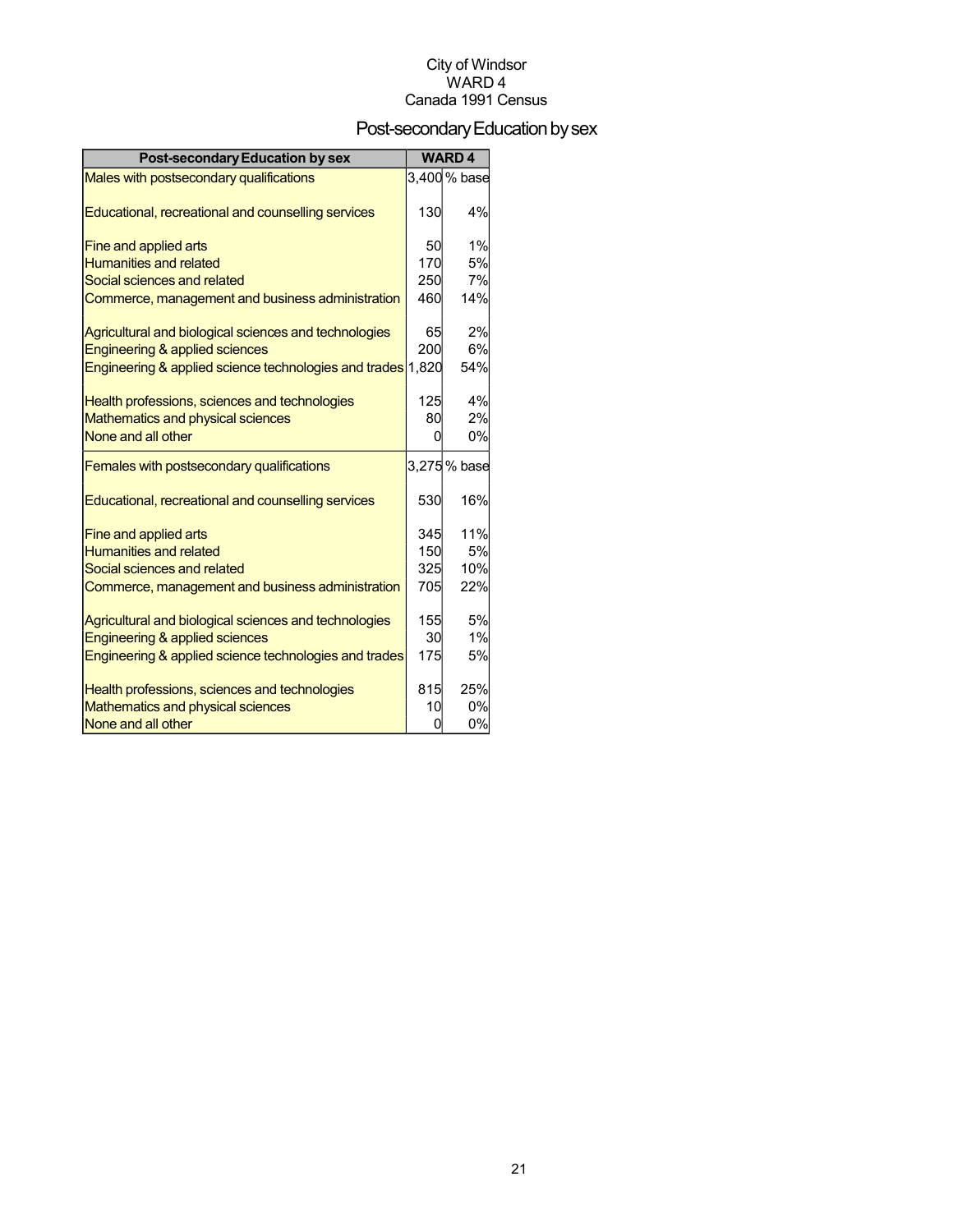City of Windsor
WARD 4
Canada 1991 Census

# Post-secondary Education by sex

| Post-secondary Education by sex | WARD 4 | |
|---|---|---|
| Males with postsecondary qualifications | 3,400 | % base |
| Educational, recreational and counselling services | 130 | 4% |
| Fine and applied arts | 50 | 1% |
| Humanities and related | 170 | 5% |
| Social sciences and related | 250 | 7% |
| Commerce, management and business administration | 460 | 14% |
| Agricultural and biological sciences and technologies | 65 | 2% |
| Engineering & applied sciences | 200 | 6% |
| Engineering & applied science technologies and trades | 1,820 | 54% |
| Health professions, sciences and technologies | 125 | 4% |
| Mathematics and physical sciences | 80 | 2% |
| None and all other | 0 | 0% |
| Females with postsecondary qualifications | 3,275 | % base |
| Educational, recreational and counselling services | 530 | 16% |
| Fine and applied arts | 345 | 11% |
| Humanities and related | 150 | 5% |
| Social sciences and related | 325 | 10% |
| Commerce, management and business administration | 705 | 22% |
| Agricultural and biological sciences and technologies | 155 | 5% |
| Engineering & applied sciences | 30 | 1% |
| Engineering & applied science technologies and trades | 175 | 5% |
| Health professions, sciences and technologies | 815 | 25% |
| Mathematics and physical sciences | 10 | 0% |
| None and all other | 0 | 0% |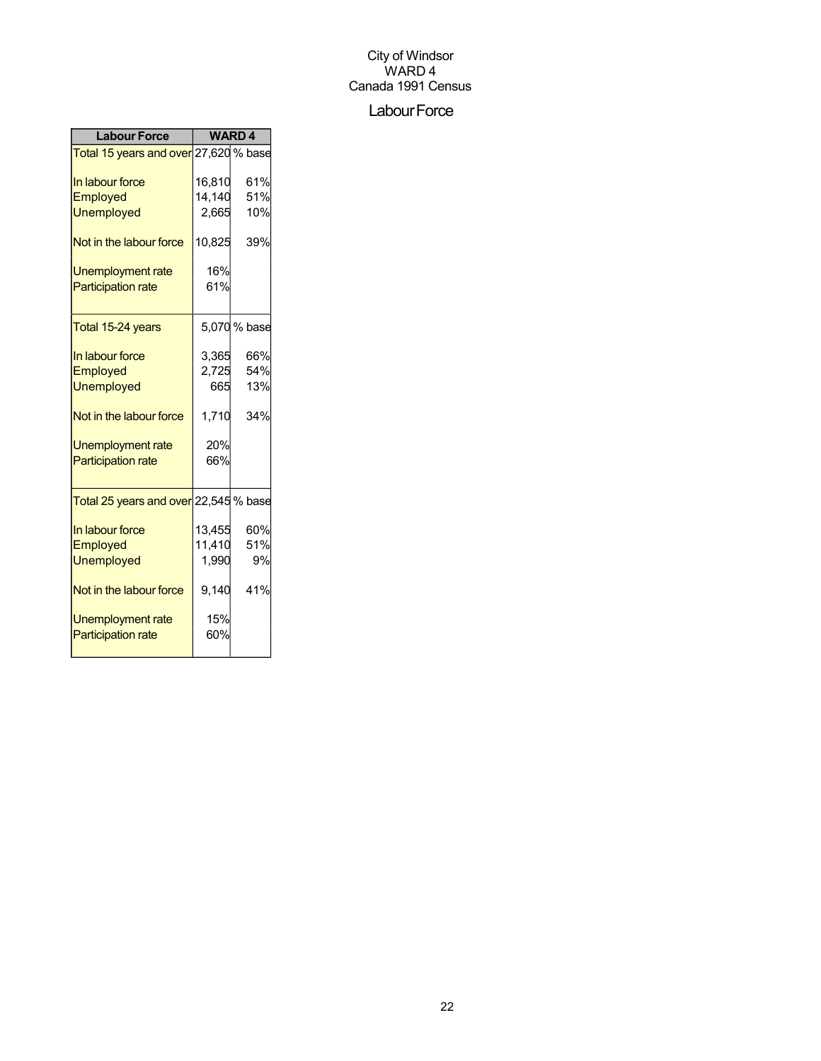City of Windsor
WARD 4
Canada 1991 Census

# Labour Force

| Labour Force | WARD 4 | |
|---|---|---|
| Total 15 years and over | 27,620 | % base |
| In labour force | 16,810 | 61% |
| Employed | 14,140 | 51% |
| Unemployed | 2,665 | 10% |
| Not in the labour force | 10,825 | 39% |
| Unemployment rate | 16% | |
| Participation rate | 61% | |
| Total 15-24 years | 5,070 | % base |
| In labour force | 3,365 | 66% |
| Employed | 2,725 | 54% |
| Unemployed | 665 | 13% |
| Not in the labour force | 1,710 | 34% |
| Unemployment rate | 20% | |
| Participation rate | 66% | |
| Total 25 years and over | 22,545 | % base |
| In labour force | 13,455 | 60% |
| Employed | 11,410 | 51% |
| Unemployed | 1,990 | 9% |
| Not in the labour force | 9,140 | 41% |
| Unemployment rate | 15% | |
| Participation rate | 60% | |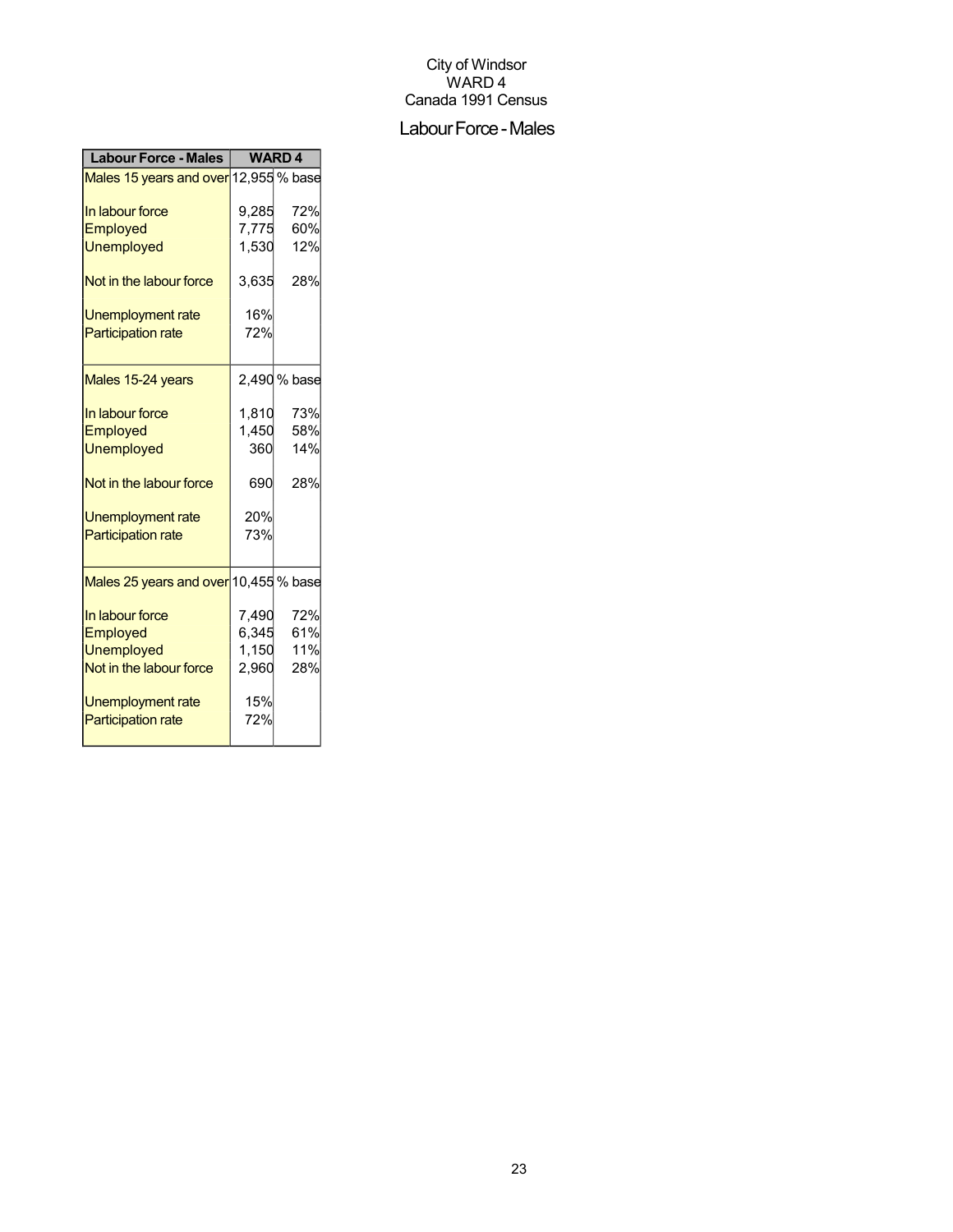City of Windsor
WARD 4
Canada 1991 Census

## Labour Force - Males

| Labour Force - Males | WARD 4 | |
|---|---|---|
| Males 15 years and over | 12,955 | % base |
| In labour force | 9,285 | 72% |
| Employed | 7,775 | 60% |
| Unemployed | 1,530 | 12% |
| Not in the labour force | 3,635 | 28% |
| Unemployment rate | 16% | |
| Participation rate | 72% | |
| Males 15-24 years | 2,490 | % base |
| In labour force | 1,810 | 73% |
| Employed | 1,450 | 58% |
| Unemployed | 360 | 14% |
| Not in the labour force | 690 | 28% |
| Unemployment rate | 20% | |
| Participation rate | 73% | |
| Males 25 years and over | 10,455 | % base |
| In labour force | 7,490 | 72% |
| Employed | 6,345 | 61% |
| Unemployed | 1,150 | 11% |
| Not in the labour force | 2,960 | 28% |
| Unemployment rate | 15% | |
| Participation rate | 72% | |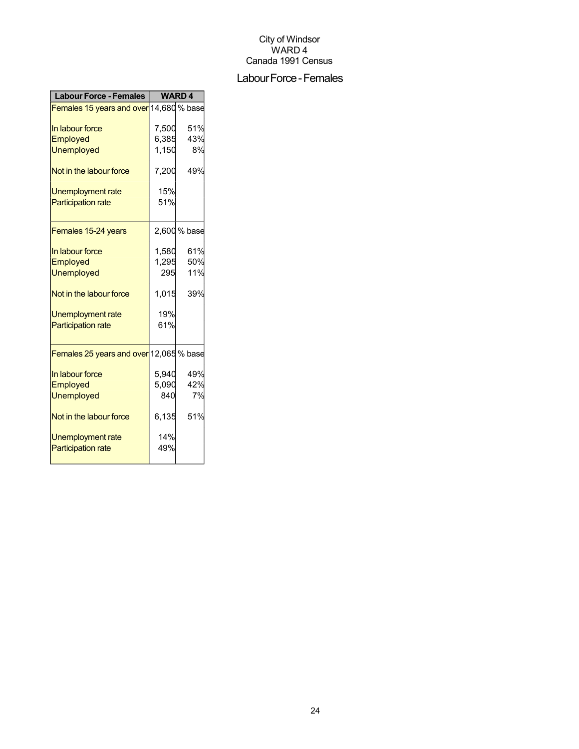City of Windsor
WARD 4
Canada 1991 Census

## Labour Force - Females

| Labour Force - Females | WARD 4 | |
|---|---|---|
| Females 15 years and over | 14,680 | % base |
| In labour force | 7,500 | 51% |
| Employed | 6,385 | 43% |
| Unemployed | 1,150 | 8% |
| Not in the labour force | 7,200 | 49% |
| Unemployment rate | 15% | |
| Participation rate | 51% | |
| Females 15-24 years | 2,600 | % base |
| In labour force | 1,580 | 61% |
| Employed | 1,295 | 50% |
| Unemployed | 295 | 11% |
| Not in the labour force | 1,015 | 39% |
| Unemployment rate | 19% | |
| Participation rate | 61% | |
| Females 25 years and over | 12,065 | % base |
| In labour force | 5,940 | 49% |
| Employed | 5,090 | 42% |
| Unemployed | 840 | 7% |
| Not in the labour force | 6,135 | 51% |
| Unemployment rate | 14% | |
| Participation rate | 49% | |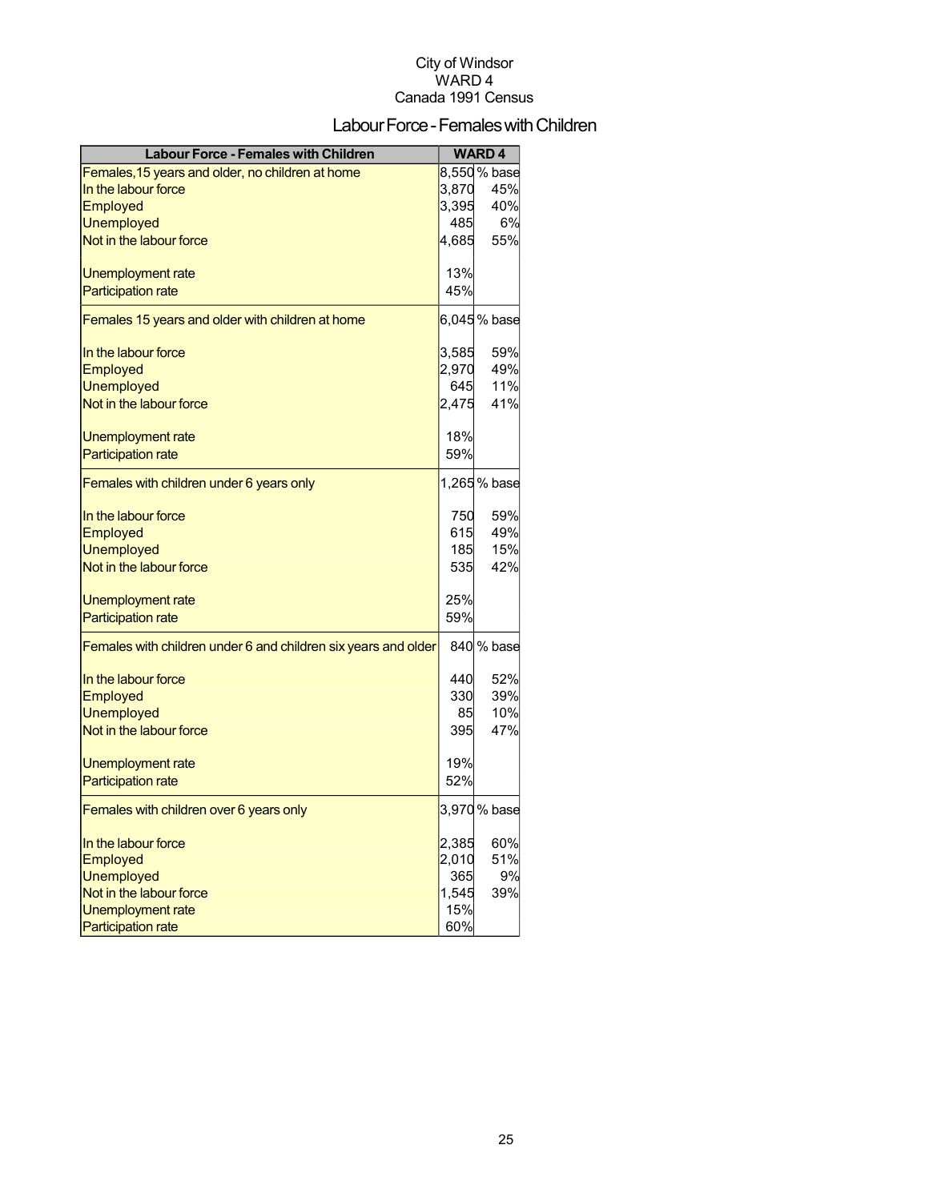City of Windsor
WARD 4
Canada 1991 Census

# Labour Force - Females with Children

| Labour Force - Females with Children | WARD 4 | |
|---|---|---|
| Females,15 years and older, no children at home | 8,550 | % base |
| In the labour force | 3,870 | 45% |
| Employed | 3,395 | 40% |
| Unemployed | 485 | 6% |
| Not in the labour force | 4,685 | 55% |
| Unemployment rate | 13% | |
| Participation rate | 45% | |
| Females 15 years and older with children at home | 6,045 | % base |
| In the labour force | 3,585 | 59% |
| Employed | 2,970 | 49% |
| Unemployed | 645 | 11% |
| Not in the labour force | 2,475 | 41% |
| Unemployment rate | 18% | |
| Participation rate | 59% | |
| Females with children under 6 years only | 1,265 | % base |
| In the labour force | 750 | 59% |
| Employed | 615 | 49% |
| Unemployed | 185 | 15% |
| Not in the labour force | 535 | 42% |
| Unemployment rate | 25% | |
| Participation rate | 59% | |
| Females with children under 6 and children six years and older | 840 | % base |
| In the labour force | 440 | 52% |
| Employed | 330 | 39% |
| Unemployed | 85 | 10% |
| Not in the labour force | 395 | 47% |
| Unemployment rate | 19% | |
| Participation rate | 52% | |
| Females with children over 6 years only | 3,970 | % base |
| In the labour force | 2,385 | 60% |
| Employed | 2,010 | 51% |
| Unemployed | 365 | 9% |
| Not in the labour force | 1,545 | 39% |
| Unemployment rate | 15% | |
| Participation rate | 60% | |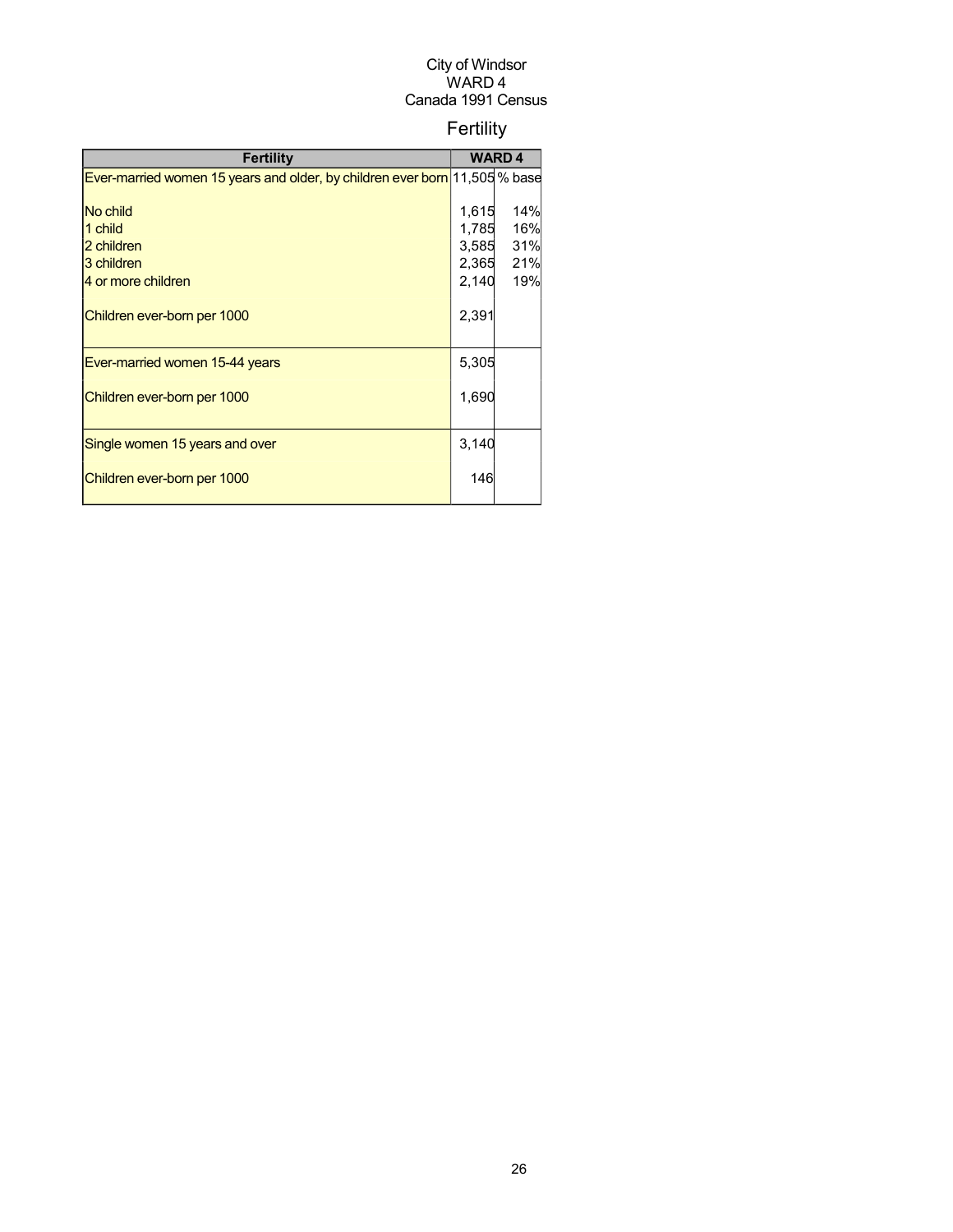City of Windsor
WARD 4
Canada 1991 Census

# Fertility

| Fertility | WARD 4 | |
|---|---|---|
| Ever-married women 15 years and older, by children ever born | 11,505 | % base |
| No child | 1,615 | 14% |
| 1 child | 1,785 | 16% |
| 2 children | 3,585 | 31% |
| 3 children | 2,365 | 21% |
| 4 or more children | 2,140 | 19% |
| Children ever-born per 1000 | 2,391 | |
| Ever-married women 15-44 years | 5,305 | |
| Children ever-born per 1000 | 1,690 | |
| Single women 15 years and over | 3,140 | |
| Children ever-born per 1000 | 146 | |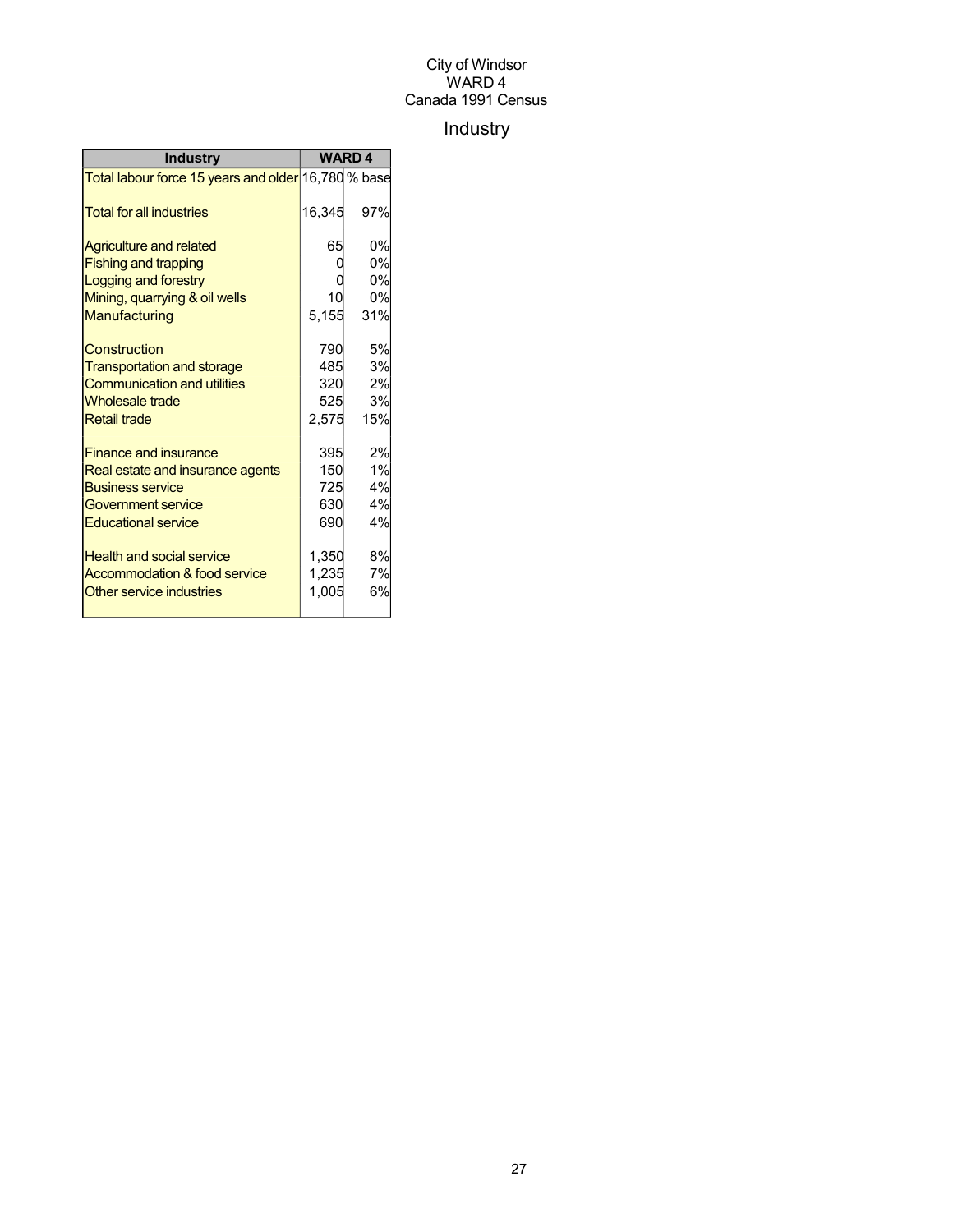City of Windsor
WARD 4
Canada 1991 Census

# Industry

| Industry | WARD 4 | |
|---|---|---|
| Total labour force 15 years and older | 16,780 | % base |
| Total for all industries | 16,345 | 97% |
| Agriculture and related | 65 | 0% |
| Fishing and trapping | 0 | 0% |
| Logging and forestry | 0 | 0% |
| Mining, quarrying & oil wells | 10 | 0% |
| Manufacturing | 5,155 | 31% |
| Construction | 790 | 5% |
| Transportation and storage | 485 | 3% |
| Communication and utilities | 320 | 2% |
| Wholesale trade | 525 | 3% |
| Retail trade | 2,575 | 15% |
| Finance and insurance | 395 | 2% |
| Real estate and insurance agents | 150 | 1% |
| Business service | 725 | 4% |
| Government service | 630 | 4% |
| Educational service | 690 | 4% |
| Health and social service | 1,350 | 8% |
| Accommodation & food service | 1,235 | 7% |
| Other service industries | 1,005 | 6% |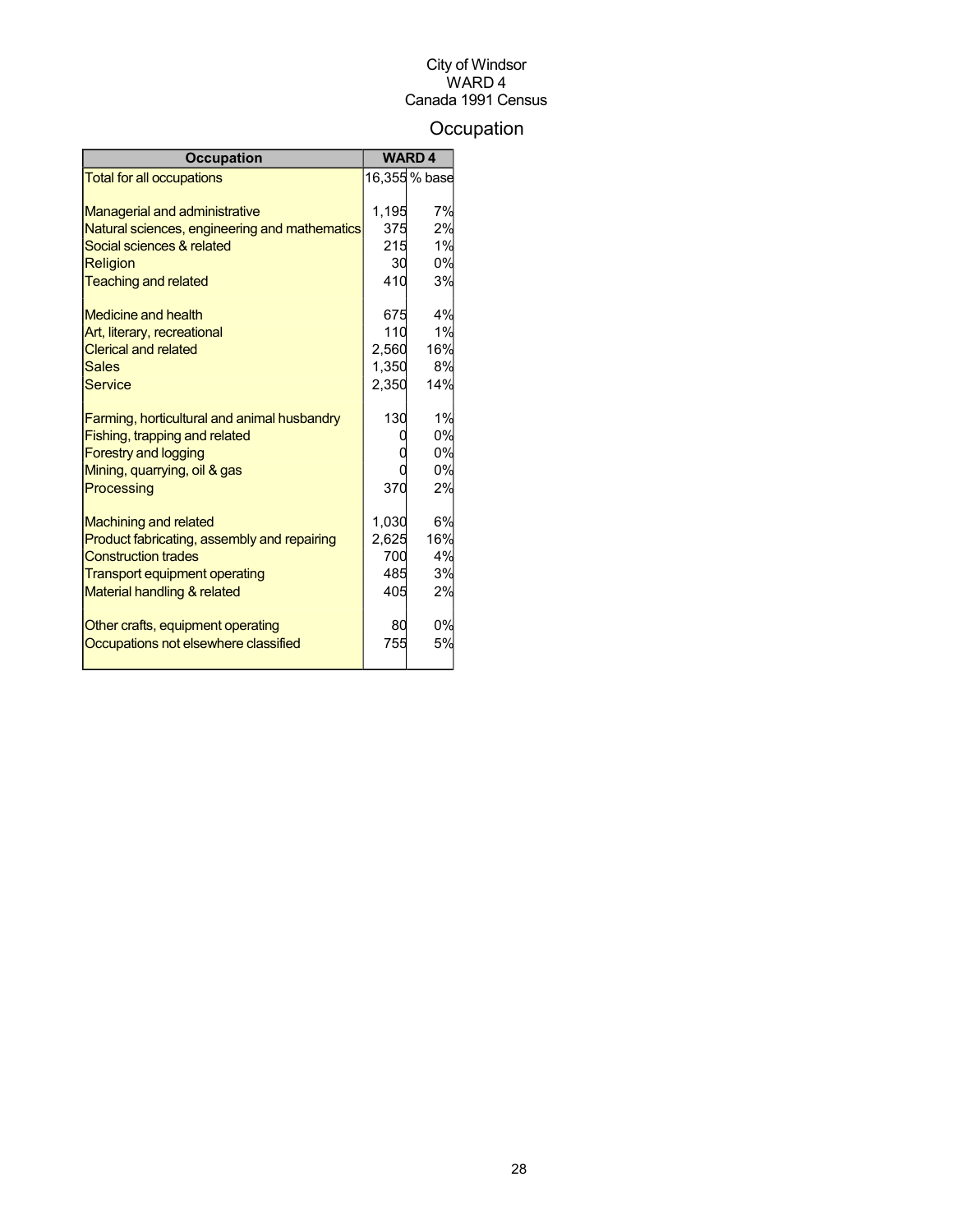City of Windsor
WARD 4
Canada 1991 Census

# Occupation

| Occupation | WARD 4 | |
|---|---|---|
| Total for all occupations | 16,355 | % base |
| | | |
| Managerial and administrative | 1,195 | 7% |
| Natural sciences, engineering and mathematics | 375 | 2% |
| Social sciences & related | 215 | 1% |
| Religion | 30 | 0% |
| Teaching and related | 410 | 3% |
| | | |
| Medicine and health | 675 | 4% |
| Art, literary, recreational | 110 | 1% |
| Clerical and related | 2,560 | 16% |
| Sales | 1,350 | 8% |
| Service | 2,350 | 14% |
| | | |
| Farming, horticultural and animal husbandry | 130 | 1% |
| Fishing, trapping and related | 0 | 0% |
| Forestry and logging | 0 | 0% |
| Mining, quarrying, oil & gas | 0 | 0% |
| Processing | 370 | 2% |
| | | |
| Machining and related | 1,030 | 6% |
| Product fabricating, assembly and repairing | 2,625 | 16% |
| Construction trades | 700 | 4% |
| Transport equipment operating | 485 | 3% |
| Material handling & related | 405 | 2% |
| | | |
| Other crafts, equipment operating | 80 | 0% |
| Occupations not elsewhere classified | 755 | 5% |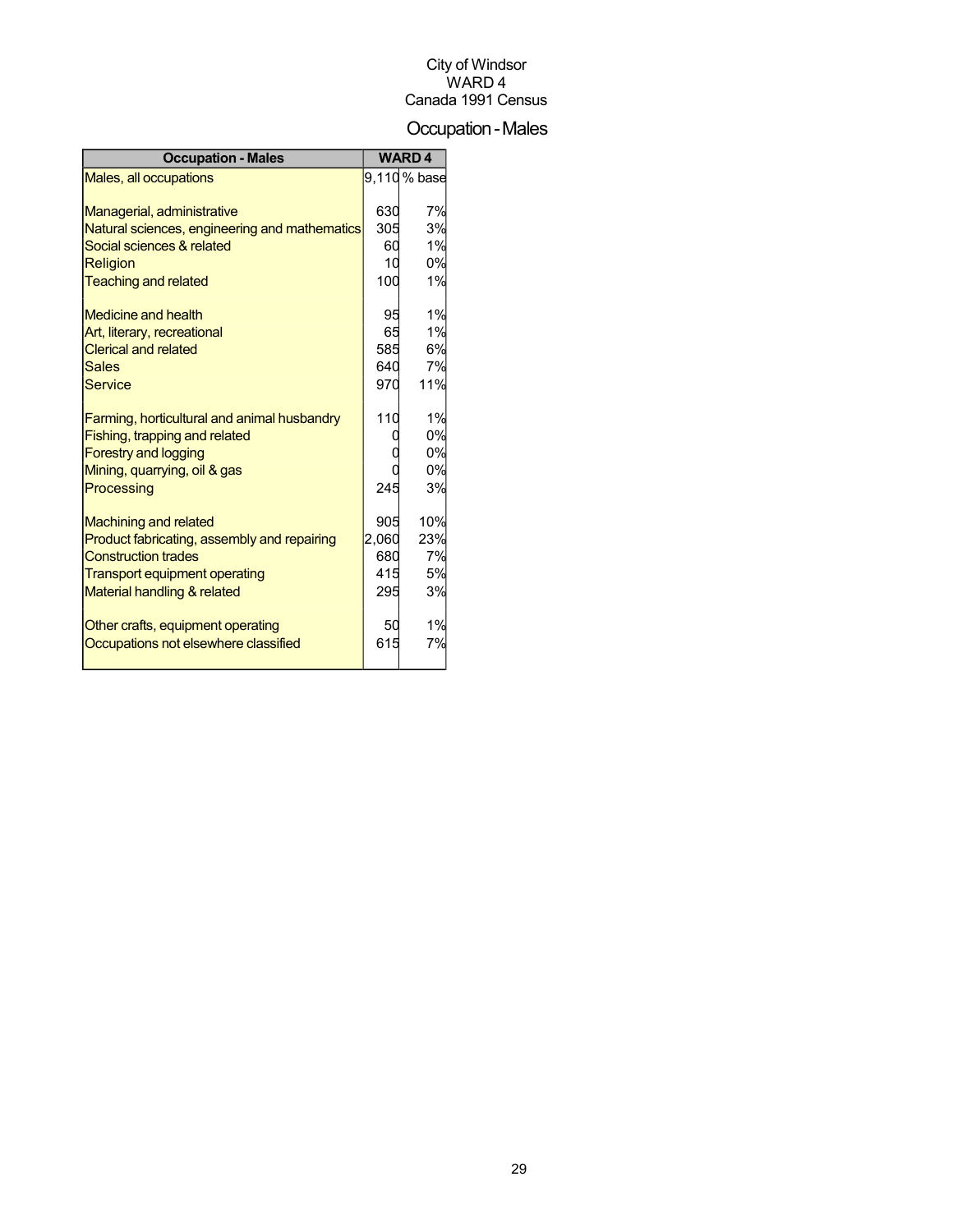City of Windsor
WARD 4
Canada 1991 Census

# Occupation - Males

| Occupation - Males | WARD 4 | |
|---|---|---|
| Males, all occupations | 9,110 | % base |
| | | |
| Managerial, administrative | 630 | 7% |
| Natural sciences, engineering and mathematics | 305 | 3% |
| Social sciences & related | 60 | 1% |
| Religion | 10 | 0% |
| Teaching and related | 100 | 1% |
| | | |
| Medicine and health | 95 | 1% |
| Art, literary, recreational | 65 | 1% |
| Clerical and related | 585 | 6% |
| Sales | 640 | 7% |
| Service | 970 | 11% |
| | | |
| Farming, horticultural and animal husbandry | 110 | 1% |
| Fishing, trapping and related | 0 | 0% |
| Forestry and logging | 0 | 0% |
| Mining, quarrying, oil & gas | 0 | 0% |
| Processing | 245 | 3% |
| | | |
| Machining and related | 905 | 10% |
| Product fabricating, assembly and repairing | 2,060 | 23% |
| Construction trades | 680 | 7% |
| Transport equipment operating | 415 | 5% |
| Material handling & related | 295 | 3% |
| | | |
| Other crafts, equipment operating | 50 | 1% |
| Occupations not elsewhere classified | 615 | 7% |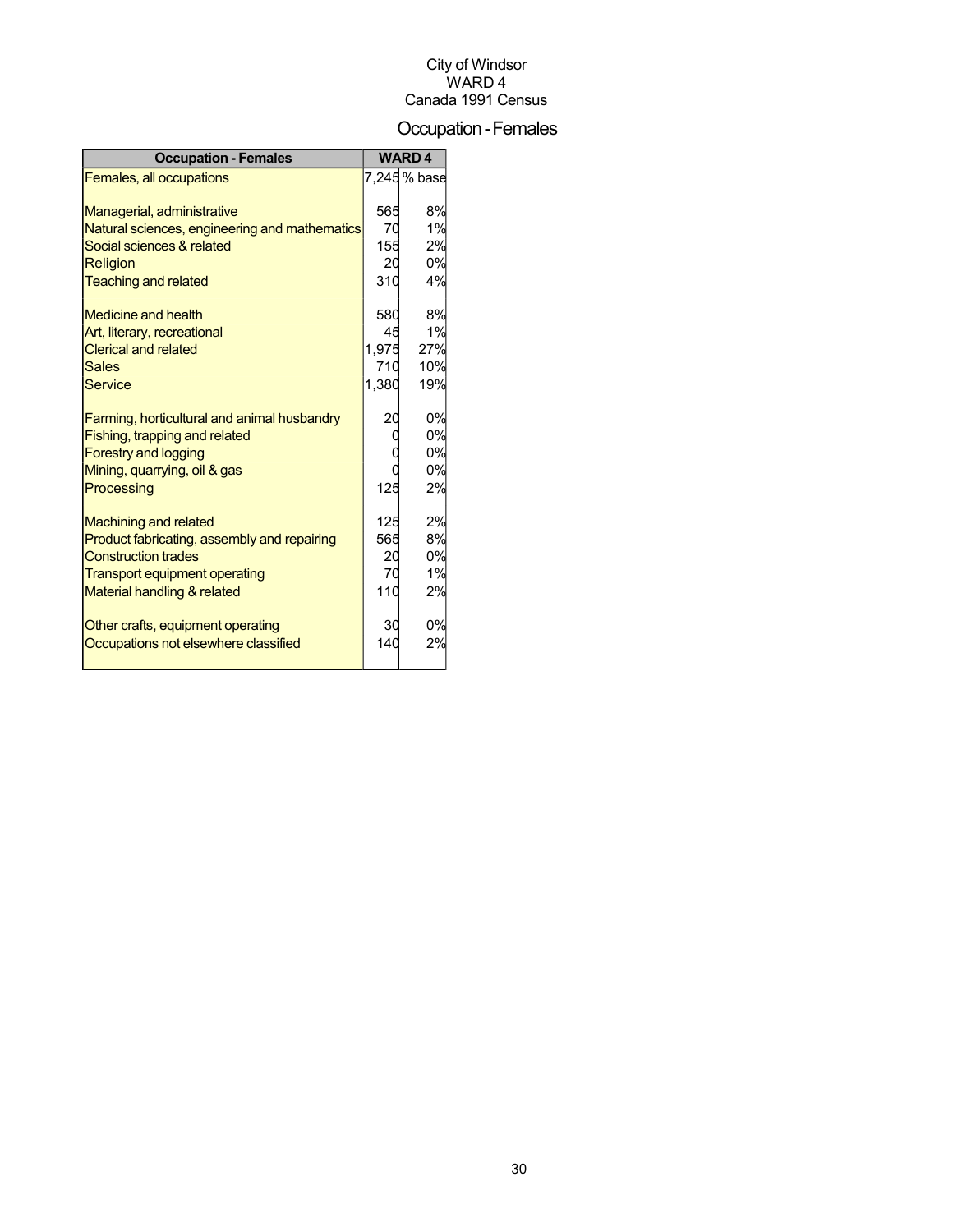City of Windsor
WARD 4
Canada 1991 Census

# Occupation - Females

| Occupation - Females | WARD 4 | |
|---|---|---|
| Females, all occupations | 7,245 | % base |
| | | |
| Managerial, administrative | 565 | 8% |
| Natural sciences, engineering and mathematics | 70 | 1% |
| Social sciences & related | 155 | 2% |
| Religion | 20 | 0% |
| Teaching and related | 310 | 4% |
| | | |
| Medicine and health | 580 | 8% |
| Art, literary, recreational | 45 | 1% |
| Clerical and related | 1,975 | 27% |
| Sales | 710 | 10% |
| Service | 1,380 | 19% |
| | | |
| Farming, horticultural and animal husbandry | 20 | 0% |
| Fishing, trapping and related | 0 | 0% |
| Forestry and logging | 0 | 0% |
| Mining, quarrying, oil & gas | 0 | 0% |
| Processing | 125 | 2% |
| | | |
| Machining and related | 125 | 2% |
| Product fabricating, assembly and repairing | 565 | 8% |
| Construction trades | 20 | 0% |
| Transport equipment operating | 70 | 1% |
| Material handling & related | 110 | 2% |
| | | |
| Other crafts, equipment operating | 30 | 0% |
| Occupations not elsewhere classified | 140 | 2% |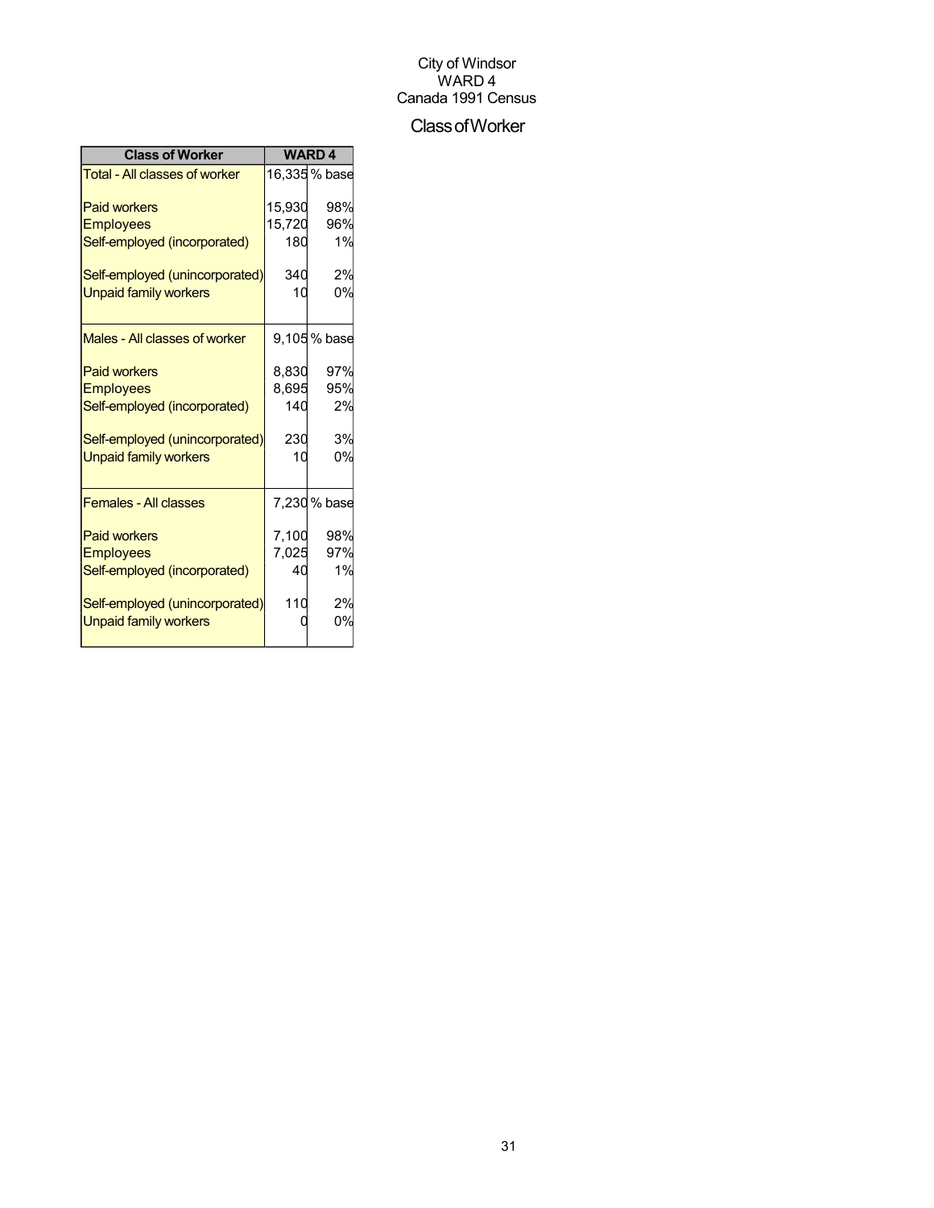City of Windsor
WARD 4
Canada 1991 Census

# Class of Worker

| Class of Worker | WARD 4 | |
|---|---|---|
| Total - All classes of worker | 16,335 | % base |
| Paid workers | 15,930 | 98% |
| Employees | 15,720 | 96% |
| Self-employed (incorporated) | 180 | 1% |
| Self-employed (unincorporated) | 340 | 2% |
| Unpaid family workers | 10 | 0% |
| Males - All classes of worker | 9,105 | % base |
| Paid workers | 8,830 | 97% |
| Employees | 8,695 | 95% |
| Self-employed (incorporated) | 140 | 2% |
| Self-employed (unincorporated) | 230 | 3% |
| Unpaid family workers | 10 | 0% |
| Females - All classes | 7,230 | % base |
| Paid workers | 7,100 | 98% |
| Employees | 7,025 | 97% |
| Self-employed (incorporated) | 40 | 1% |
| Self-employed (unincorporated) | 110 | 2% |
| Unpaid family workers | 0 | 0% |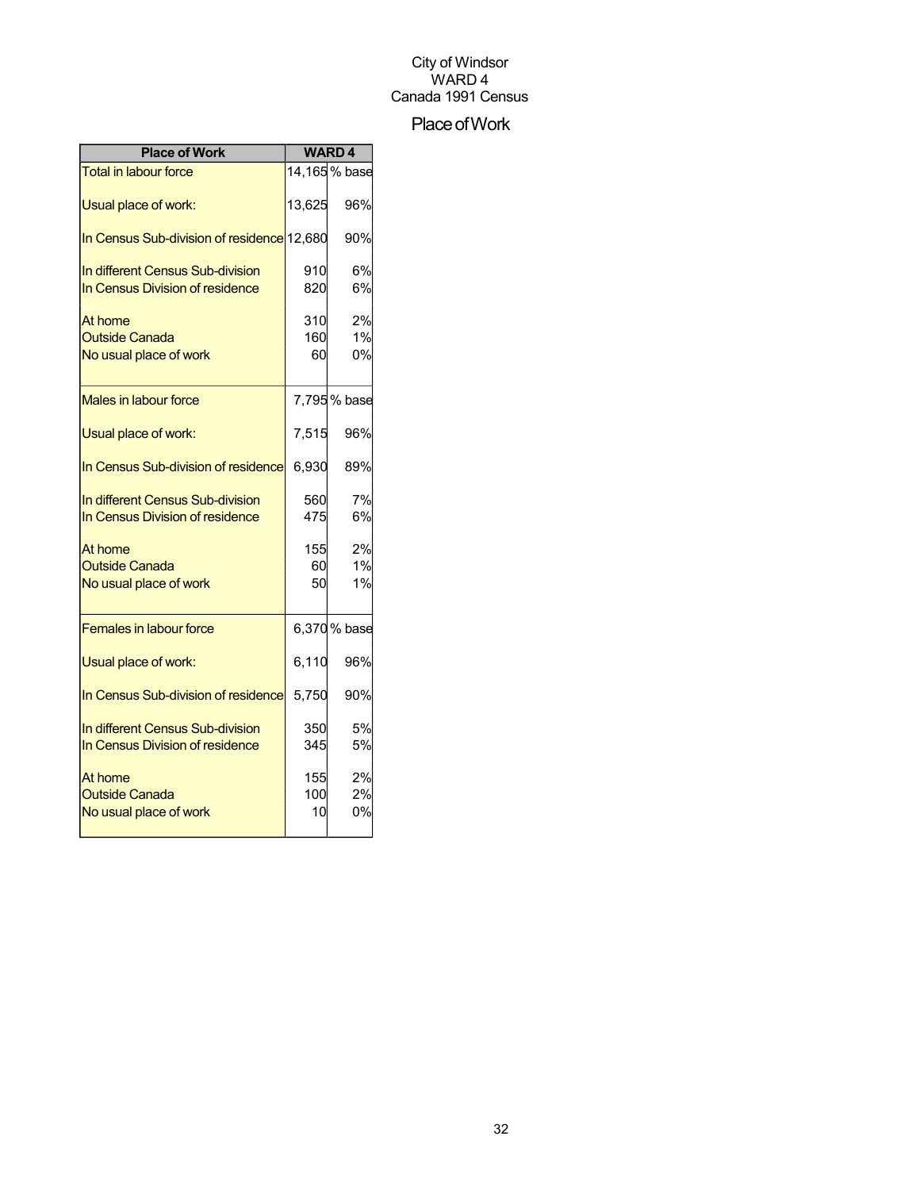City of Windsor
WARD 4
Canada 1991 Census

# Place of Work

| Place of Work | WARD 4 | |
|---|---|---|
| Total in labour force | 14,165 | % base |
| Usual place of work: | 13,625 | 96% |
| In Census Sub-division of residence | 12,680 | 90% |
| In different Census Sub-division | 910 | 6% |
| In Census Division of residence | 820 | 6% |
| At home | 310 | 2% |
| Outside Canada | 160 | 1% |
| No usual place of work | 60 | 0% |
| Males in labour force | 7,795 | % base |
| Usual place of work: | 7,515 | 96% |
| In Census Sub-division of residence | 6,930 | 89% |
| In different Census Sub-division | 560 | 7% |
| In Census Division of residence | 475 | 6% |
| At home | 155 | 2% |
| Outside Canada | 60 | 1% |
| No usual place of work | 50 | 1% |
| Females in labour force | 6,370 | % base |
| Usual place of work: | 6,110 | 96% |
| In Census Sub-division of residence | 5,750 | 90% |
| In different Census Sub-division | 350 | 5% |
| In Census Division of residence | 345 | 5% |
| At home | 155 | 2% |
| Outside Canada | 100 | 2% |
| No usual place of work | 10 | 0% |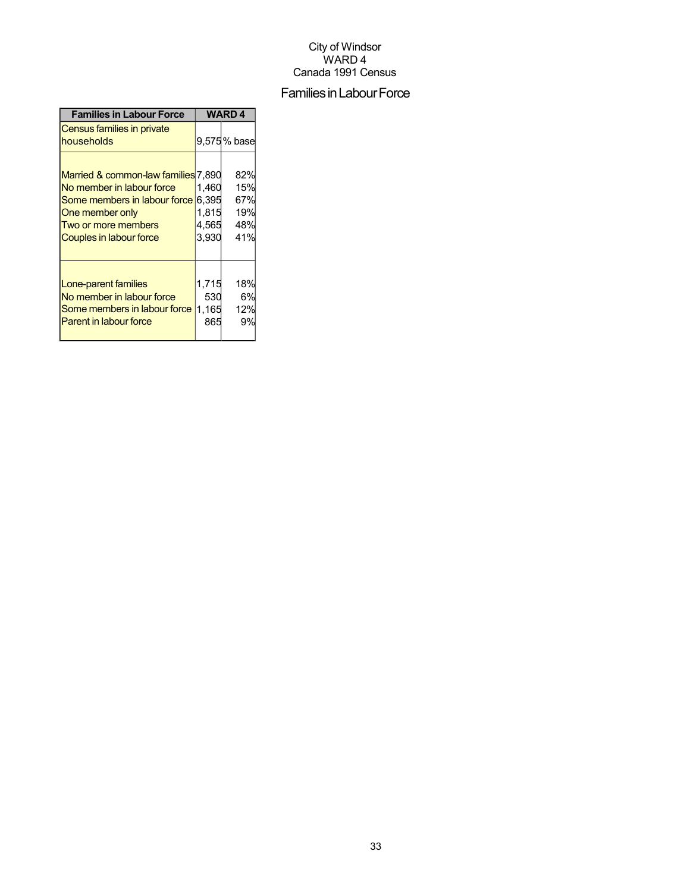City of Windsor
WARD 4
Canada 1991 Census

# Families in Labour Force

| Families in Labour Force | WARD 4 | |
|---|---|---|
| Census families in private households | 9,575 | % base |
| | | |
| Married & common-law families | 7,890 | 82% |
| No member in labour force | 1,460 | 15% |
| Some members in labour force | 6,395 | 67% |
| One member only | 1,815 | 19% |
| Two or more members | 4,565 | 48% |
| Couples in labour force | 3,930 | 41% |
| | | |
| Lone-parent families | 1,715 | 18% |
| No member in labour force | 530 | 6% |
| Some members in labour force | 1,165 | 12% |
| Parent in labour force | 865 | 9% |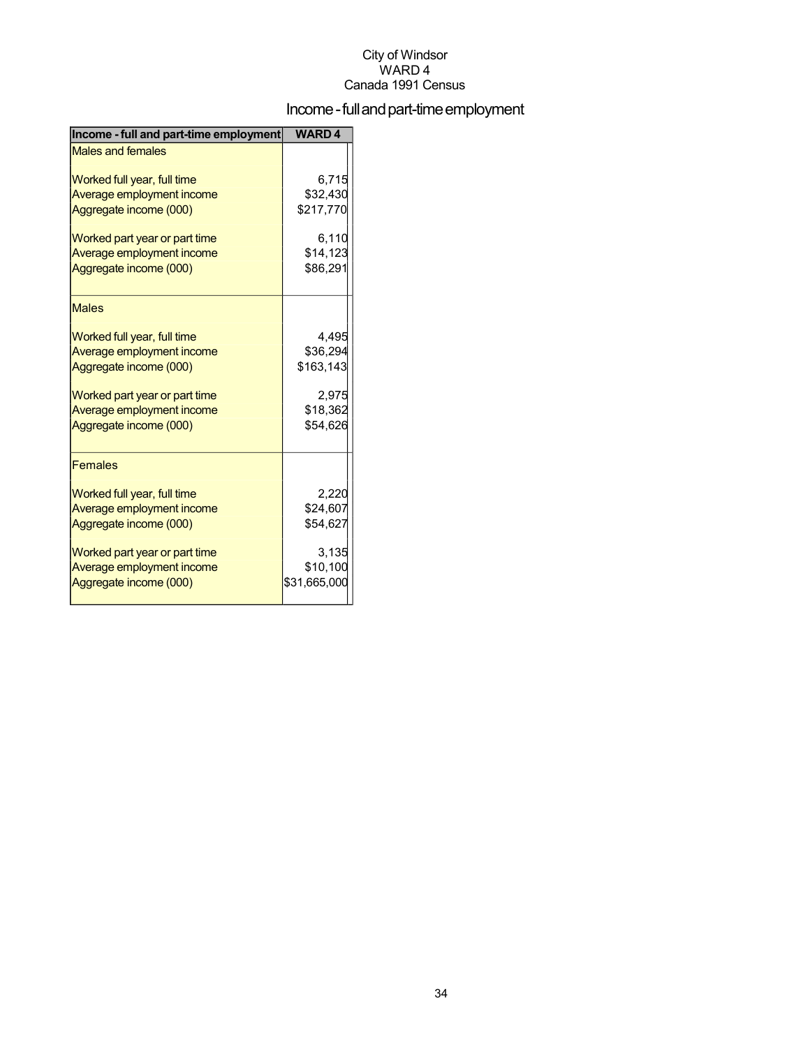City of Windsor
WARD 4
Canada 1991 Census

# Income - full and part-time employment

| Income - full and part-time employment | WARD 4 |
|---|---|
| Males and females | |
| Worked full year, full time | 6,715 |
| Average employment income | $32,430 |
| Aggregate income (000) | $217,770 |
| Worked part year or part time | 6,110 |
| Average employment income | $14,123 |
| Aggregate income (000) | $86,291 |
| Males | |
| Worked full year, full time | 4,495 |
| Average employment income | $36,294 |
| Aggregate income (000) | $163,143 |
| Worked part year or part time | 2,975 |
| Average employment income | $18,362 |
| Aggregate income (000) | $54,626 |
| Females | |
| Worked full year, full time | 2,220 |
| Average employment income | $24,607 |
| Aggregate income (000) | $54,627 |
| Worked part year or part time | 3,135 |
| Average employment income | $10,100 |
| Aggregate income (000) | $31,665,000 |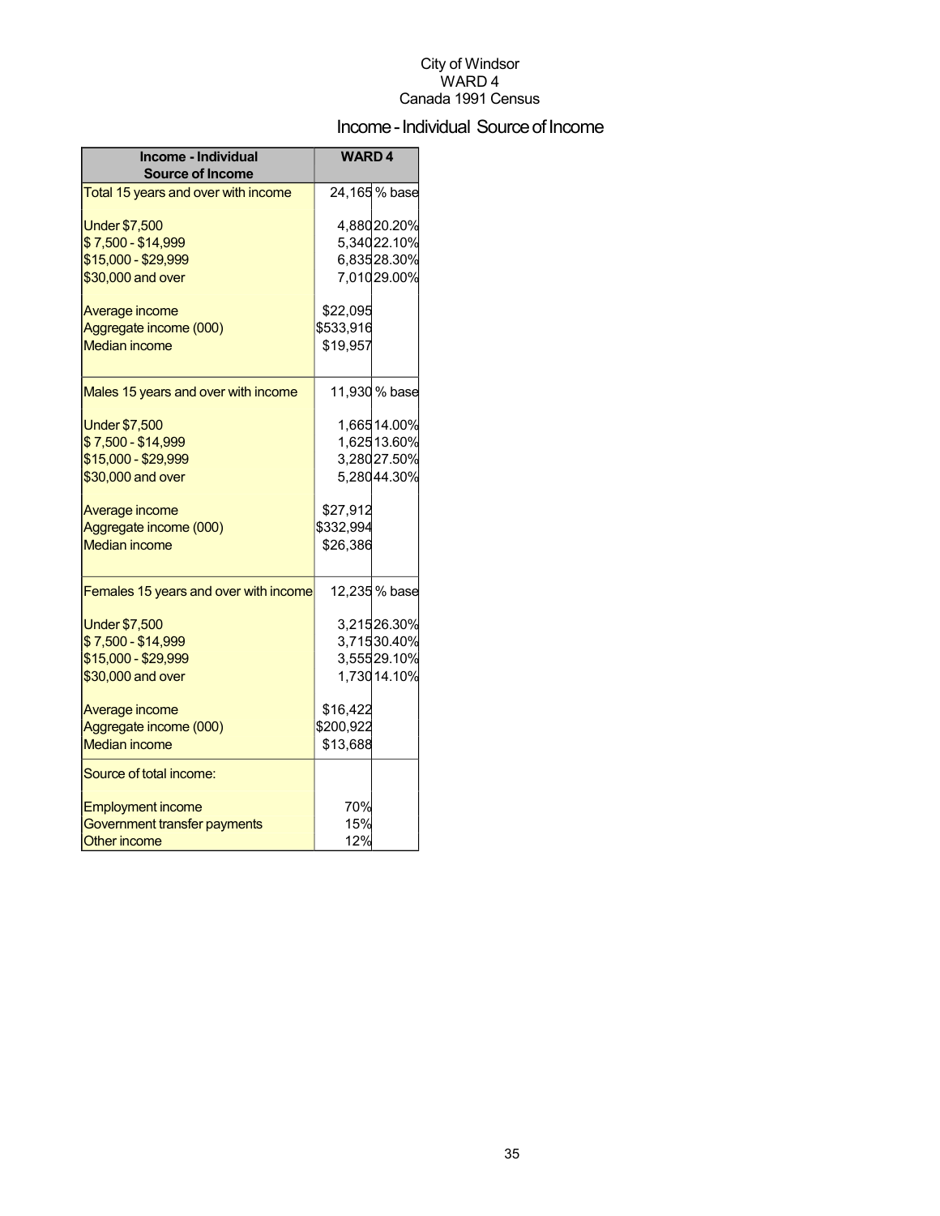City of Windsor
WARD 4
Canada 1991 Census

# Income - Individual Source of Income

| Income - Individual Source of Income | WARD 4 | |
|---|---|---|
| Total 15 years and over with income | 24,165 | % base |
| Under $7,500 | 4,880 | 20.20% |
| $ 7,500 - $14,999 | 5,340 | 22.10% |
| $15,000 - $29,999 | 6,835 | 28.30% |
| $30,000 and over | 7,010 | 29.00% |
| Average income | $22,095 | |
| Aggregate income (000) | $533,916 | |
| Median income | $19,957 | |
| Males 15 years and over with income | 11,930 | % base |
| Under $7,500 | 1,665 | 14.00% |
| $ 7,500 - $14,999 | 1,625 | 13.60% |
| $15,000 - $29,999 | 3,280 | 27.50% |
| $30,000 and over | 5,280 | 44.30% |
| Average income | $27,912 | |
| Aggregate income (000) | $332,994 | |
| Median income | $26,386 | |
| Females 15 years and over with income | 12,235 | % base |
| Under $7,500 | 3,215 | 26.30% |
| $ 7,500 - $14,999 | 3,715 | 30.40% |
| $15,000 - $29,999 | 3,555 | 29.10% |
| $30,000 and over | 1,730 | 14.10% |
| Average income | $16,422 | |
| Aggregate income (000) | $200,922 | |
| Median income | $13,688 | |
| Source of total income: | | |
| Employment income | 70% | |
| Government transfer payments | 15% | |
| Other income | 12% | |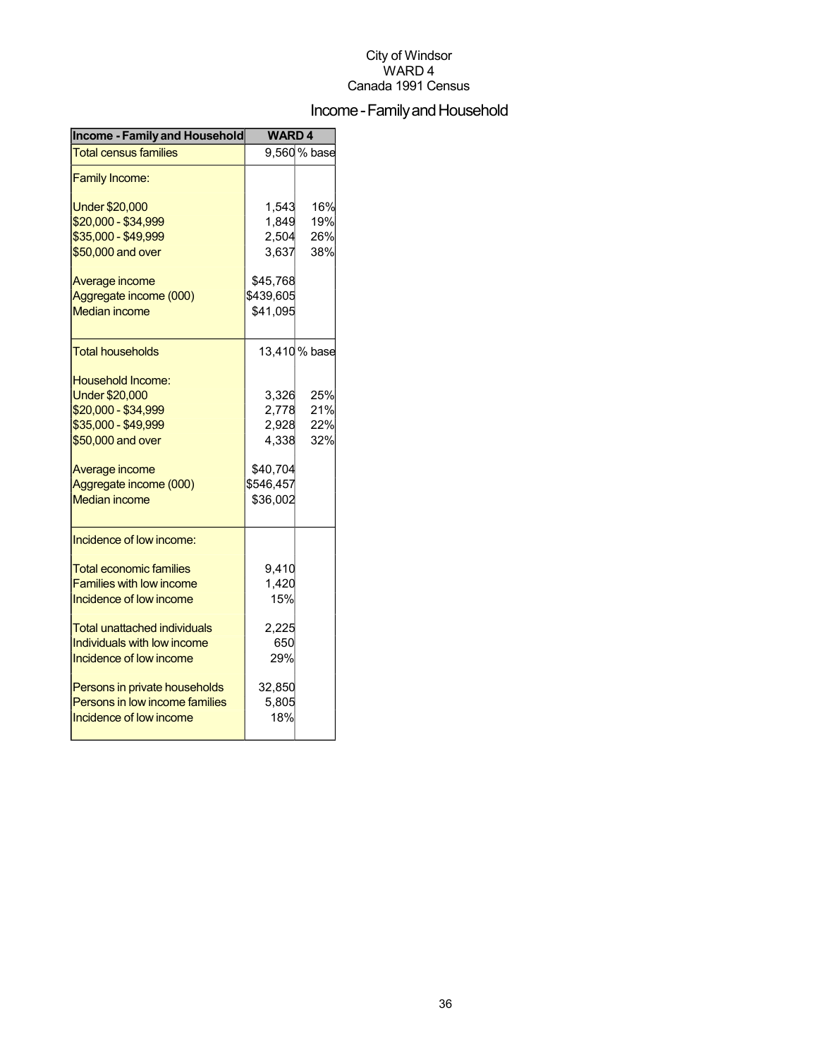City of Windsor
WARD 4
Canada 1991 Census

# Income - Family and Household

| Income - Family and Household | WARD 4 | |
|---|---|---|
| Total census families | 9,560 | % base |
| Family Income: | | |
| Under $20,000 | 1,543 | 16% |
| $20,000 - $34,999 | 1,849 | 19% |
| $35,000 - $49,999 | 2,504 | 26% |
| $50,000 and over | 3,637 | 38% |
| Average income | $45,768 | |
| Aggregate income (000) | $439,605 | |
| Median income | $41,095 | |
| Total households | 13,410 | % base |
| Household Income: | | |
| Under $20,000 | 3,326 | 25% |
| $20,000 - $34,999 | 2,778 | 21% |
| $35,000 - $49,999 | 2,928 | 22% |
| $50,000 and over | 4,338 | 32% |
| Average income | $40,704 | |
| Aggregate income (000) | $546,457 | |
| Median income | $36,002 | |
| Incidence of low income: | | |
| Total economic families | 9,410 | |
| Families with low income | 1,420 | |
| Incidence of low income | 15% | |
| Total unattached individuals | 2,225 | |
| Individuals with low income | 650 | |
| Incidence of low income | 29% | |
| Persons in private households | 32,850 | |
| Persons in low income families | 5,805 | |
| Incidence of low income | 18% | |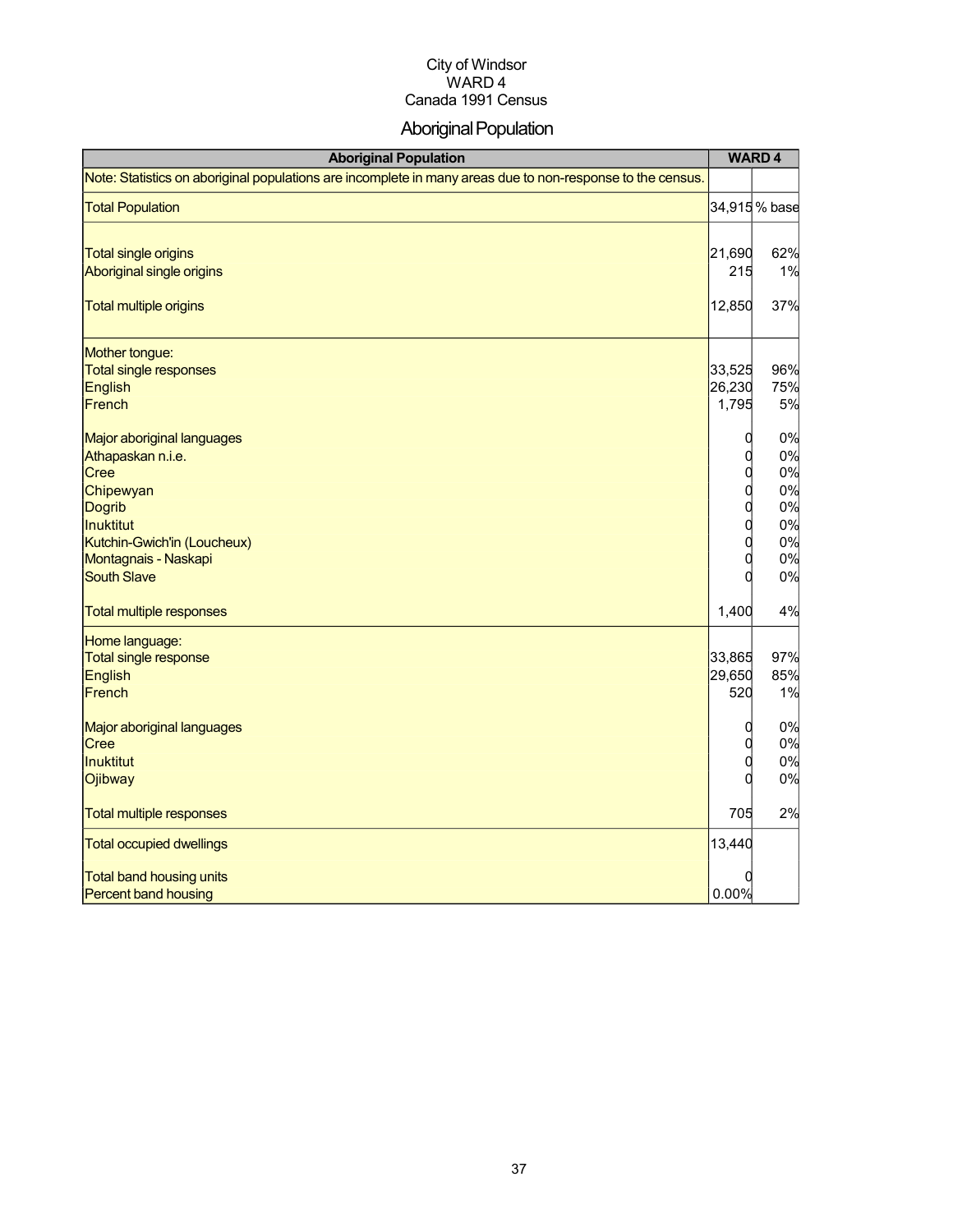City of Windsor
WARD 4
Canada 1991 Census

# Aboriginal Population

| Aboriginal Population | WARD 4 | |
|---|---|---|
| Note: Statistics on aboriginal populations are incomplete in many areas due to non-response to the census. | | |
| Total Population | 34,915 | % base |
| Total single origins | 21,690 | 62% |
| Aboriginal single origins | 215 | 1% |
| Total multiple origins | 12,850 | 37% |
| Mother tongue: | | |
| Total single responses | 33,525 | 96% |
| English | 26,230 | 75% |
| French | 1,795 | 5% |
| Major aboriginal languages | 0 | 0% |
| Athapaskan n.i.e. | 0 | 0% |
| Cree | 0 | 0% |
| Chipewyan | 0 | 0% |
| Dogrib | 0 | 0% |
| Inuktitut | 0 | 0% |
| Kutchin-Gwich'in (Loucheux) | 0 | 0% |
| Montagnais - Naskapi | 0 | 0% |
| South Slave | 0 | 0% |
| Total multiple responses | 1,400 | 4% |
| Home language: | | |
| Total single response | 33,865 | 97% |
| English | 29,650 | 85% |
| French | 520 | 1% |
| Major aboriginal languages | 0 | 0% |
| Cree | 0 | 0% |
| Inuktitut | 0 | 0% |
| Ojibway | 0 | 0% |
| Total multiple responses | 705 | 2% |
| Total occupied dwellings | 13,440 | |
| Total band housing units | 0 | |
| Percent band housing | 0.00% | |